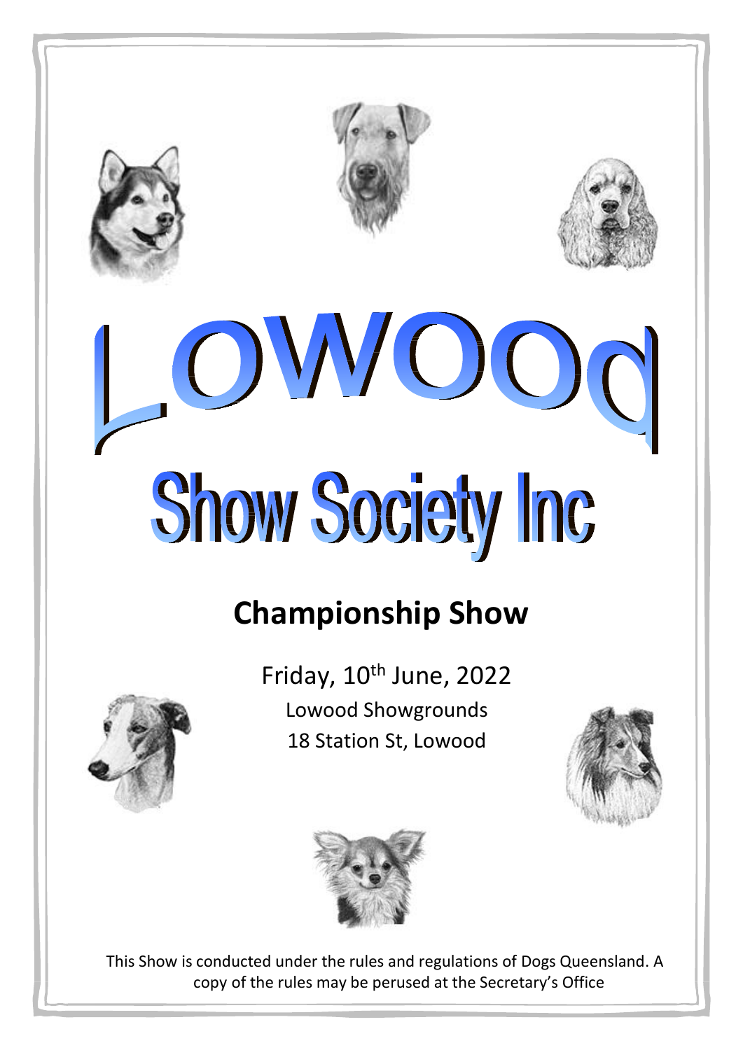# Lowood Show Society Inc

## Championship Show

Friday, 10th June, 2022

Lowood Showgrounds

18 Station St, Lowood

This Show is conducted under the rules and regulations of Dogs Queensland. A copy of the rules may be perused at the Secretary's Office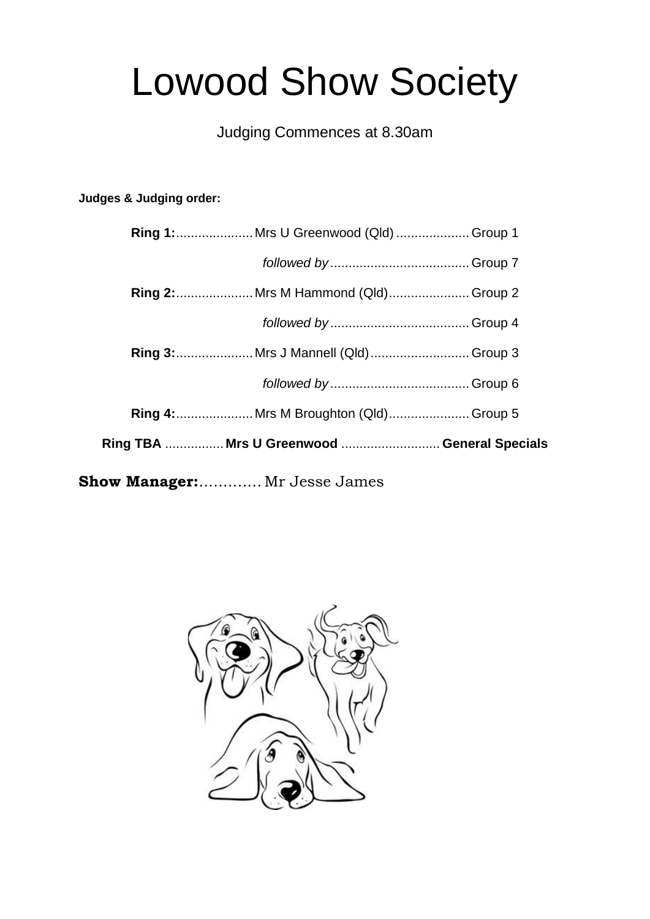# Lowood Show Society

Judging Commences at 8.30am

**Judges & Judging order:**

**Ring 1:**..................... Mrs U Greenwood (Qld) .................... Group 1

*followed by* ...................................... Group 7

**Ring 2:**..................... Mrs M Hammond (Qld)...................... Group 2

*followed by* ...................................... Group 4

**Ring 3:**..................... Mrs J Mannell (Qld)........................... Group 3

*followed by* ...................................... Group 6

**Ring 4:**..................... Mrs M Broughton (Qld)...................... Group 5

**Ring TBA** ................ **Mrs U Greenwood** ........................... **General Specials**

**Show Manager:**............. Mr Jesse James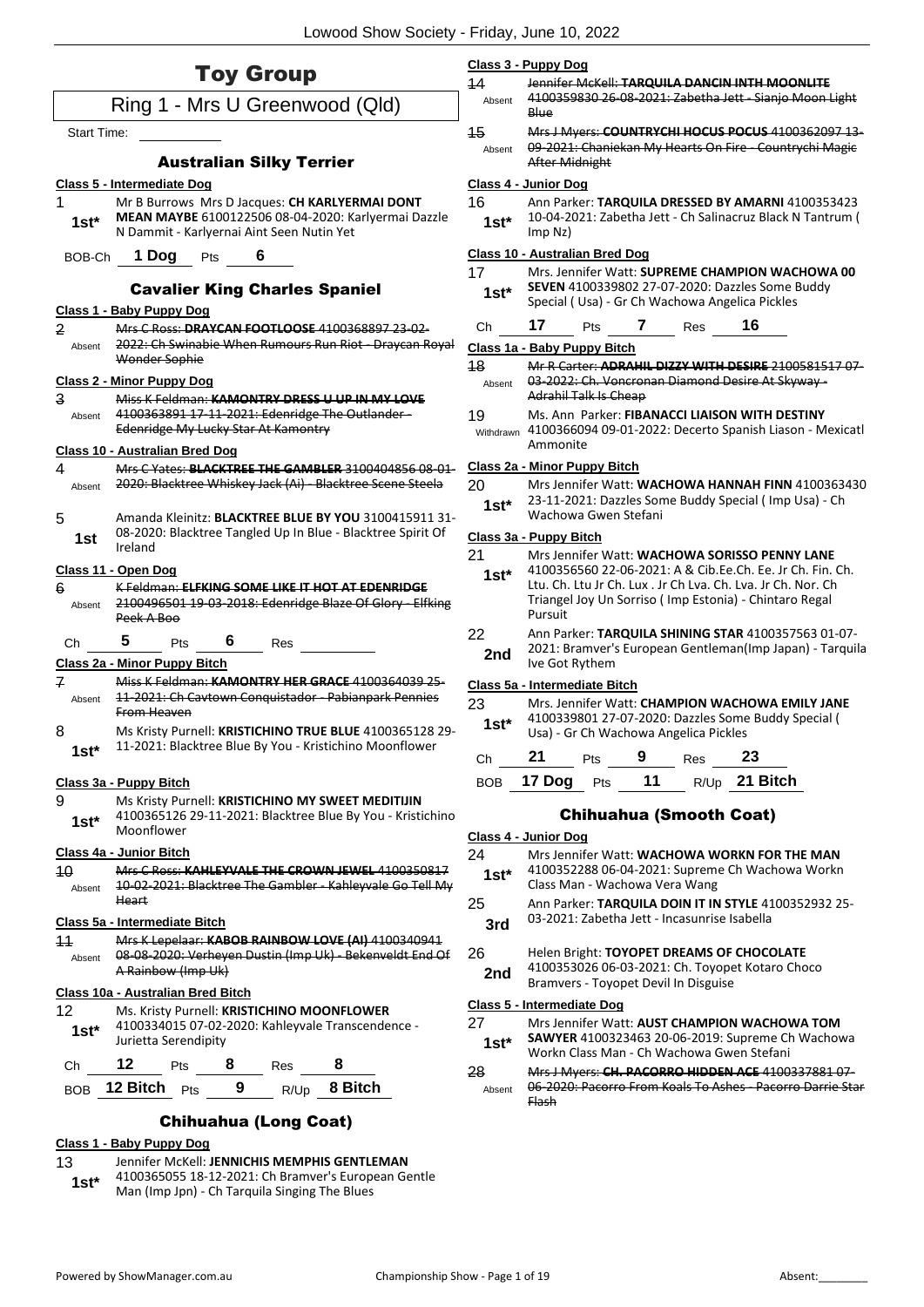# Toy Group

## Ring 1 - Mrs U Greenwood (Qld)

Start Time: ___________

### Australian Silky Terrier

**Class 5 - Intermediate Dog**

1 — 1st* — Mr B Burrows Mrs D Jacques: **CH KARLYERMAI DONT MEAN MAYBE** 6100122506 08-04-2020: Karlyermai Dazzle N Dammit - Karlyernai Aint Seen Nutin Yet

BOB-Ch 1 Dog Pts 6

### Cavalier King Charles Spaniel

**Class 1 - Baby Puppy Dog**

2 — Absent — ~~Mrs C Ross: **DRAYCAN FOOTLOOSE** 4100368897 23-02-2022: Ch Swinabie When Rumours Run Riot - Draycan Royal Wonder Sophie~~

**Class 2 - Minor Puppy Dog**

3 — Absent — ~~Miss K Feldman: **KAMONTRY DRESS U UP IN MY LOVE** 4100363891 17-11-2021: Edenridge The Outlander - Edenridge My Lucky Star At Kamontry~~

**Class 10 - Australian Bred Dog**

4 — Absent — ~~Mrs C Yates: **BLACKTREE THE GAMBLER** 3100404856 08-01-2020: Blacktree Whiskey Jack (Ai) - Blacktree Scene Steela~~

5 — 1st — Amanda Kleinitz: **BLACKTREE BLUE BY YOU** 3100415911 31-08-2020: Blacktree Tangled Up In Blue - Blacktree Spirit Of Ireland

**Class 11 - Open Dog**

6 — Absent — ~~K Feldman: **ELFKING SOME LIKE IT HOT AT EDENRIDGE** 2100496501 19-03-2018: Edenridge Blaze Of Glory - Elfking Peek A Boo~~

Ch 5 Pts 6 Res ___

**Class 2a - Minor Puppy Bitch**

7 — Absent — ~~Miss K Feldman: **KAMONTRY HER GRACE** 4100364039 25-11-2021: Ch Cavtown Conquistador - Pabianpark Pennies From Heaven~~

8 — 1st* — Ms Kristy Purnell: **KRISTICHINO TRUE BLUE** 4100365128 29-11-2021: Blacktree Blue By You - Kristichino Moonflower

**Class 3a - Puppy Bitch**

9 — 1st* — Ms Kristy Purnell: **KRISTICHINO MY SWEET MEDITIJIN** 4100365126 29-11-2021: Blacktree Blue By You - Kristichino Moonflower

**Class 4a - Junior Bitch**

10 — Absent — ~~Mrs C Ross: **KAHLEYVALE THE CROWN JEWEL** 4100350817 10-02-2021: Blacktree The Gambler - Kahleyvale Go Tell My Heart~~

**Class 5a - Intermediate Bitch**

11 — Absent — ~~Mrs K Lepelaar: **KABOB RAINBOW LOVE (AI)** 4100340941 08-08-2020: Verheyen Dustin (Imp Uk) - Bekenveldt End Of A Rainbow (Imp Uk)~~

**Class 10a - Australian Bred Bitch**

12 — 1st* — Ms. Kristy Purnell: **KRISTICHINO MOONFLOWER** 4100334015 07-02-2020: Kahleyvale Transcendence - Jurietta Serendipity

Ch 12 Pts 8 Res 8

BOB 12 Bitch Pts 9 R/Up 8 Bitch

### Chihuahua (Long Coat)

**Class 1 - Baby Puppy Dog**

13 — 1st* — Jennifer McKell: **JENNICHIS MEMPHIS GENTLEMAN** 4100365055 18-12-2021: Ch Bramver's European Gentle Man (Imp Jpn) - Ch Tarquila Singing The Blues

**Class 3 - Puppy Dog**

14 — Absent — ~~Jennifer McKell: **TARQUILA DANCIN INTH MOONLITE** 4100359830 26-08-2021: Zabetha Jett - Sianjo Moon Light Blue~~

15 — Absent — ~~Mrs J Myers: **COUNTRYCHI HOCUS POCUS** 4100362097 13-09-2021: Chaniekan My Hearts On Fire - Countrychi Magic After Midnight~~

**Class 4 - Junior Dog**

16 — 1st* — Ann Parker: **TARQUILA DRESSED BY AMARNI** 4100353423 10-04-2021: Zabetha Jett - Ch Salinacruz Black N Tantrum ( Imp Nz)

**Class 10 - Australian Bred Dog**

17 — 1st* — Mrs. Jennifer Watt: **SUPREME CHAMPION WACHOWA 00 SEVEN** 4100339802 27-07-2020: Dazzles Some Buddy Special ( Usa) - Gr Ch Wachowa Angelica Pickles

Ch 17 Pts 7 Res 16

**Class 1a - Baby Puppy Bitch**

18 — Absent — ~~Mr R Carter: **ADRAHIL DIZZY WITH DESIRE** 2100581517 07-03-2022: Ch. Voncronan Diamond Desire At Skyway - Adrahil Talk Is Cheap~~

19 — Withdrawn — Ms. Ann Parker: **FIBANACCI LIAISON WITH DESTINY** 4100366094 09-01-2022: Decerto Spanish Liason - Mexicatl Ammonite

**Class 2a - Minor Puppy Bitch**

20 — 1st* — Mrs Jennifer Watt: **WACHOWA HANNAH FINN** 4100363430 23-11-2021: Dazzles Some Buddy Special ( Imp Usa) - Ch Wachowa Gwen Stefani

**Class 3a - Puppy Bitch**

21 — 1st* — Mrs Jennifer Watt: **WACHOWA SORISSO PENNY LANE** 4100356560 22-06-2021: A & Cib.Ee.Ch. Ee. Jr Ch. Fin. Ch. Ltu. Ch. Ltu Jr Ch. Lux . Jr Ch Lva. Ch. Lva. Jr Ch. Nor. Ch Triangel Joy Un Sorriso ( Imp Estonia) - Chintaro Regal Pursuit

22 — 2nd — Ann Parker: **TARQUILA SHINING STAR** 4100357563 01-07-2021: Bramver's European Gentleman(Imp Japan) - Tarquila Ive Got Rythem

**Class 5a - Intermediate Bitch**

23 — 1st* — Mrs. Jennifer Watt: **CHAMPION WACHOWA EMILY JANE** 4100339801 27-07-2020: Dazzles Some Buddy Special ( Usa) - Gr Ch Wachowa Angelica Pickles

Ch 21 Pts 9 Res 23

BOB 17 Dog Pts 11 R/Up 21 Bitch

### Chihuahua (Smooth Coat)

**Class 4 - Junior Dog**

24 — 1st* — Mrs Jennifer Watt: **WACHOWA WORKN FOR THE MAN** 4100352288 06-04-2021: Supreme Ch Wachowa Workn Class Man - Wachowa Vera Wang

25 — 3rd — Ann Parker: **TARQUILA DOIN IT IN STYLE** 4100352932 25-03-2021: Zabetha Jett - Incasunrise Isabella

26 — 2nd — Helen Bright: **TOYOPET DREAMS OF CHOCOLATE** 4100353026 06-03-2021: Ch. Toyopet Kotaro Choco Bramvers - Toyopet Devil In Disguise

**Class 5 - Intermediate Dog**

27 — 1st* — Mrs Jennifer Watt: **AUST CHAMPION WACHOWA TOM SAWYER** 4100323463 20-06-2019: Supreme Ch Wachowa Workn Class Man - Ch Wachowa Gwen Stefani

28 — Absent — ~~Mrs J Myers: **CH. PACORRO HIDDEN ACE** 4100337881 07-06-2020: Pacorro From Koals To Ashes - Pacorro Darrie Star Flash~~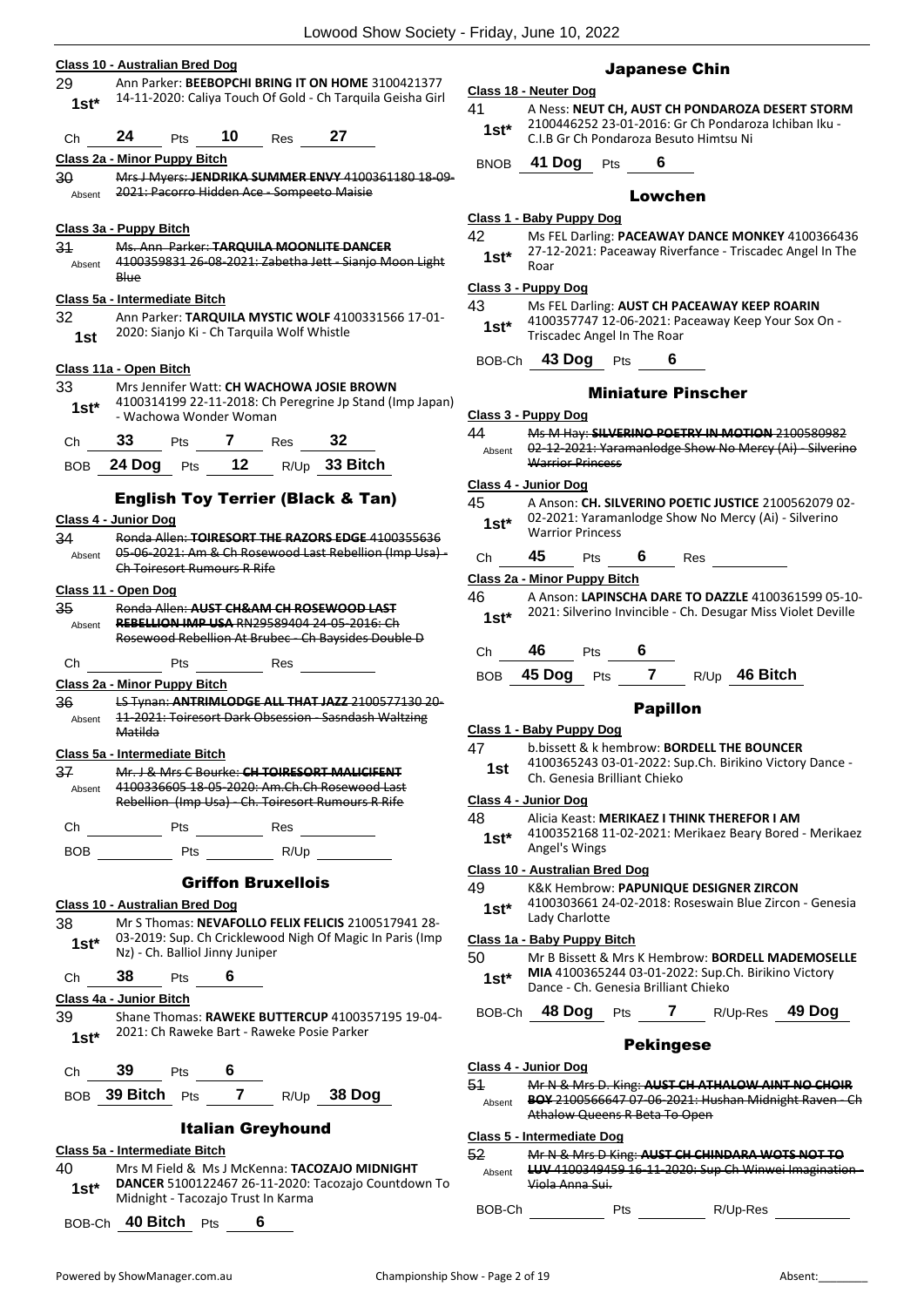**Class 10 - Australian Bred Dog**

29 Ann Parker: **BEEBOPCHI BRING IT ON HOME** 3100421377 14-11-2020: Caliya Touch Of Gold - Ch Tarquila Geisha Girl
**1st***

Ch **24** Pts **10** Res **27**

**Class 2a - Minor Puppy Bitch**

30 ~~Mrs J Myers: **JENDRIKA SUMMER ENVY** 4100361180 18-09-2021: Pacorro Hidden Ace - Sompeeto Maisie~~
Absent

**Class 3a - Puppy Bitch**

31 ~~Ms. Ann Parker: **TARQUILA MOONLITE DANCER** 4100359831 26-08-2021: Zabetha Jett - Sianjo Moon Light Blue~~
Absent

**Class 5a - Intermediate Bitch**

32 Ann Parker: **TARQUILA MYSTIC WOLF** 4100331566 17-01-2020: Sianjo Ki - Ch Tarquila Wolf Whistle
**1st**

**Class 11a - Open Bitch**

33 Mrs Jennifer Watt: **CH WACHOWA JOSIE BROWN** 4100314199 22-11-2018: Ch Peregrine Jp Stand (Imp Japan) - Wachowa Wonder Woman
**1st***

Ch **33** Pts **7** Res **32**

BOB **24 Dog** Pts **12** R/Up **33 Bitch**

## English Toy Terrier (Black & Tan)

**Class 4 - Junior Dog**

34 ~~Ronda Allen: **TOIRESORT THE RAZORS EDGE** 4100355636 05-06-2021: Am & Ch Rosewood Last Rebellion (Imp Usa) - Ch Toiresort Rumours R Rife~~
Absent

**Class 11 - Open Dog**

35 ~~Ronda Allen: **AUST CH&AM CH ROSEWOOD LAST REBELLION IMP USA** RN29589404 24-05-2016: Ch Rosewood Rebellion At Brubec - Ch Baysides Double D~~
Absent

Ch ________ Pts ________ Res ________

**Class 2a - Minor Puppy Bitch**

36 ~~LS Tynan: **ANTRIMLODGE ALL THAT JAZZ** 2100577130 20-11-2021: Toiresort Dark Obsession - Sasndash Waltzing Matilda~~
Absent

**Class 5a - Intermediate Bitch**

37 ~~Mr. J & Mrs C Bourke: **CH TOIRESORT MALICIFENT** 4100336605 18-05-2020: Am.Ch.Ch Rosewood Last Rebellion (Imp Usa) - Ch. Toiresort Rumours R Rife~~
Absent

Ch ________ Pts ________ Res ________

BOB ________ Pts ________ R/Up ________

## Griffon Bruxellois

**Class 10 - Australian Bred Dog**

38 Mr S Thomas: **NEVAFOLLO FELIX FELICIS** 2100517941 28-03-2019: Sup. Ch Cricklewood Nigh Of Magic In Paris (Imp Nz) - Ch. Balliol Jinny Juniper
**1st***

Ch **38** Pts **6**

**Class 4a - Junior Bitch**

39 Shane Thomas: **RAWEKE BUTTERCUP** 4100357195 19-04-2021: Ch Raweke Bart - Raweke Posie Parker
**1st***

Ch **39** Pts **6**

BOB **39 Bitch** Pts **7** R/Up **38 Dog**

## Italian Greyhound

**Class 5a - Intermediate Bitch**

40 Mrs M Field & Ms J McKenna: **TACOZAJO MIDNIGHT DANCER** 5100122467 26-11-2020: Tacozajo Countdown To Midnight - Tacozajo Trust In Karma
**1st***

BOB-Ch **40 Bitch** Pts **6**

## Japanese Chin

**Class 18 - Neuter Dog**

41 A Ness: **NEUT CH, AUST CH PONDAROZA DESERT STORM** 2100446252 23-01-2016: Gr Ch Pondaroza Ichiban Iku - C.I.B Gr Ch Pondaroza Besuto Himtsu Ni
**1st***

BNOB **41 Dog** Pts **6**

## Lowchen

**Class 1 - Baby Puppy Dog**

42 Ms FEL Darling: **PACEAWAY DANCE MONKEY** 4100366436 27-12-2021: Paceaway Riverfance - Triscadec Angel In The Roar
**1st***

**Class 3 - Puppy Dog**

43 Ms FEL Darling: **AUST CH PACEAWAY KEEP ROARIN** 4100357747 12-06-2021: Paceaway Keep Your Sox On - Triscadec Angel In The Roar
**1st***

BOB-Ch **43 Dog** Pts **6**

## Miniature Pinscher

**Class 3 - Puppy Dog**

44 ~~Ms M Hay: **SILVERINO POETRY IN MOTION** 2100580982 02-12-2021: Yaramanlodge Show No Mercy (Ai) - Silverino Warrior Princess~~
Absent

**Class 4 - Junior Dog**

45 A Anson: **CH. SILVERINO POETIC JUSTICE** 2100562079 02-02-2021: Yaramanlodge Show No Mercy (Ai) - Silverino Warrior Princess
**1st***

Ch **45** Pts **6** Res ________

**Class 2a - Minor Puppy Bitch**

46 A Anson: **LAPINSCHA DARE TO DAZZLE** 4100361599 05-10-2021: Silverino Invincible - Ch. Desugar Miss Violet Deville
**1st***

Ch **46** Pts **6**

BOB **45 Dog** Pts **7** R/Up **46 Bitch**

## Papillon

**Class 1 - Baby Puppy Dog**

47 b.bissett & k hembrow: **BORDELL THE BOUNCER** 4100365243 03-01-2022: Sup.Ch. Birikino Victory Dance - Ch. Genesia Brilliant Chieko
**1st**

**Class 4 - Junior Dog**

48 Alicia Keast: **MERIKAEZ I THINK THEREFOR I AM** 4100352168 11-02-2021: Merikaez Beary Bored - Merikaez Angel's Wings
**1st***

**Class 10 - Australian Bred Dog**

49 K&K Hembrow: **PAPUNIQUE DESIGNER ZIRCON** 4100303661 24-02-2018: Roseswain Blue Zircon - Genesia Lady Charlotte
**1st***

**Class 1a - Baby Puppy Bitch**

50 Mr B Bissett & Mrs K Hembrow: **BORDELL MADEMOSELLE MIA** 4100365244 03-01-2022: Sup.Ch. Birikino Victory Dance - Ch. Genesia Brilliant Chieko
**1st***

BOB-Ch **48 Dog** Pts **7** R/Up-Res **49 Dog**

## Pekingese

**Class 4 - Junior Dog**

51 ~~Mr N & Mrs D. King: **AUST CH ATHALOW AINT NO CHOIR BOY** 2100566647 07-06-2021: Hushan Midnight Raven - Ch Athalow Queens R Beta To Open~~
Absent

**Class 5 - Intermediate Dog**

52 ~~Mr N & Mrs D King: **AUST CH CHINDARA WOTS NOT TO LUV** 4100349459 16-11-2020: Sup Ch Winwei Imagination - Viola Anna Sui.~~
Absent

BOB-Ch ________ Pts ________ R/Up-Res ________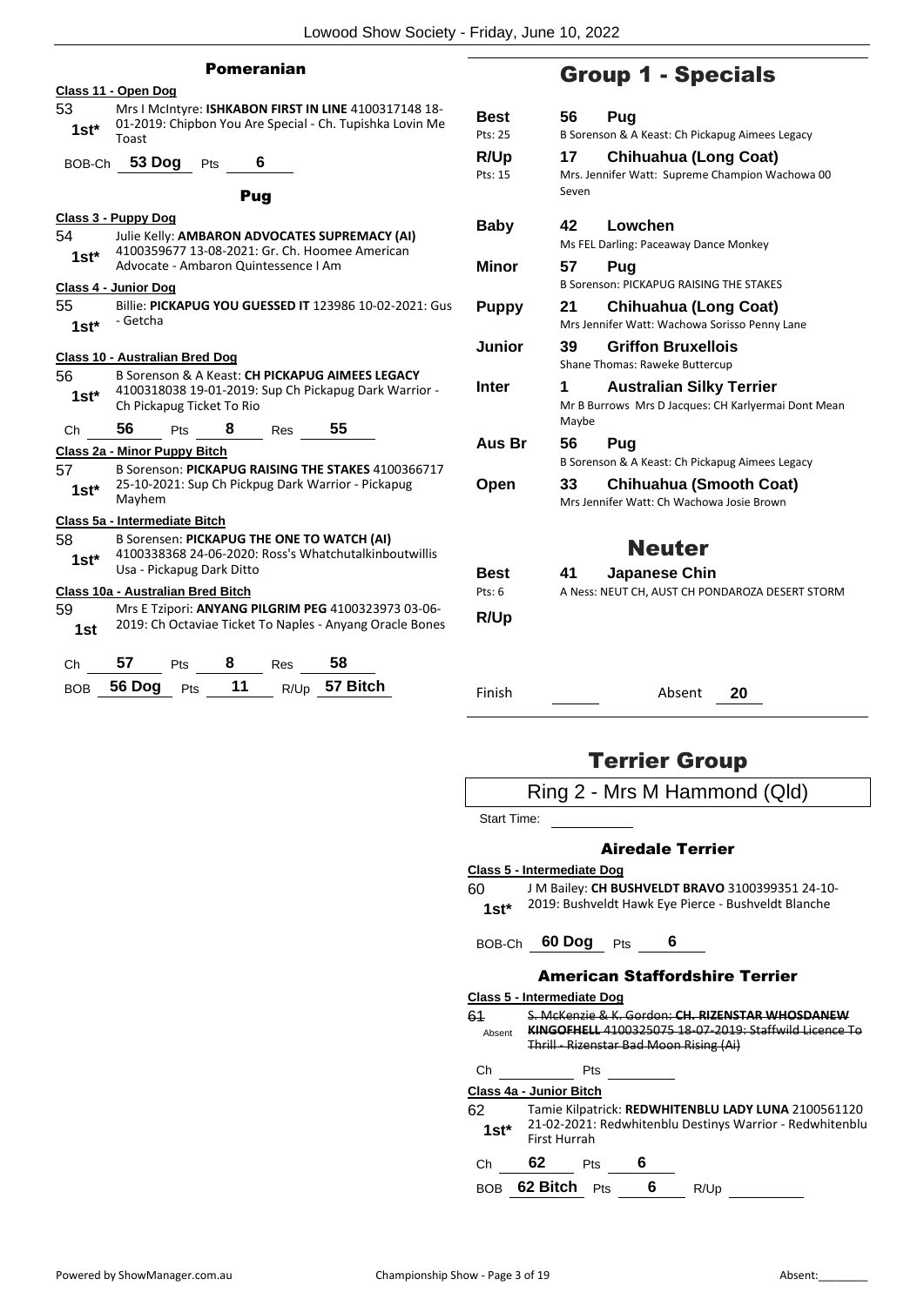## Pomeranian

**Class 11 - Open Dog**

53 **1st*** Mrs I McIntyre: **ISHKABON FIRST IN LINE** 4100317148 18-01-2019: Chipbon You Are Special - Ch. Tupishka Lovin Me Toast

BOB-Ch **53 Dog** Pts **6**

## Pug

**Class 3 - Puppy Dog**

54 **1st*** Julie Kelly: **AMBARON ADVOCATES SUPREMACY (AI)** 4100359677 13-08-2021: Gr. Ch. Hoomee American Advocate - Ambaron Quintessence I Am

**Class 4 - Junior Dog**

55 **1st*** Billie: **PICKAPUG YOU GUESSED IT** 123986 10-02-2021: Gus - Getcha

**Class 10 - Australian Bred Dog**

56 **1st*** B Sorenson & A Keast: **CH PICKAPUG AIMEES LEGACY** 4100318038 19-01-2019: Sup Ch Pickapug Dark Warrior - Ch Pickapug Ticket To Rio

Ch **56** Pts **8** Res **55**

**Class 2a - Minor Puppy Bitch**

57 **1st*** B Sorenson: **PICKAPUG RAISING THE STAKES** 4100366717 25-10-2021: Sup Ch Pickpug Dark Warrior - Pickapug Mayhem

**Class 5a - Intermediate Bitch**

58 **1st*** B Sorensen: **PICKAPUG THE ONE TO WATCH (AI)** 4100338368 24-06-2020: Ross's Whatchutalkinboutwillis Usa - Pickapug Dark Ditto

**Class 10a - Australian Bred Bitch**

59 **1st** Mrs E Tzipori: **ANYANG PILGRIM PEG** 4100323973 03-06-2019: Ch Octaviae Ticket To Naples - Anyang Oracle Bones

Ch **57** Pts **8** Res **58**

BOB **56 Dog** Pts **11** R/Up **57 Bitch**

## Group 1 - Specials

| | | |
|---|---|---|
| **Best** (Pts: 25) | **56** | **Pug** — B Sorenson & A Keast: Ch Pickapug Aimees Legacy |
| **R/Up** (Pts: 15) | **17** | **Chihuahua (Long Coat)** — Mrs. Jennifer Watt: Supreme Champion Wachowa 00 Seven |
| **Baby** | **42** | **Lowchen** — Ms FEL Darling: Paceaway Dance Monkey |
| **Minor** | **57** | **Pug** — B Sorenson: PICKAPUG RAISING THE STAKES |
| **Puppy** | **21** | **Chihuahua (Long Coat)** — Mrs Jennifer Watt: Wachowa Sorisso Penny Lane |
| **Junior** | **39** | **Griffon Bruxellois** — Shane Thomas: Raweke Buttercup |
| **Inter** | **1** | **Australian Silky Terrier** — Mr B Burrows Mrs D Jacques: CH Karlyermai Dont Mean Maybe |
| **Aus Br** | **56** | **Pug** — B Sorenson & A Keast: Ch Pickapug Aimees Legacy |
| **Open** | **33** | **Chihuahua (Smooth Coat)** — Mrs Jennifer Watt: Ch Wachowa Josie Brown |

## Neuter

| | | |
|---|---|---|
| **Best** (Pts: 6) | **41** | **Japanese Chin** — A Ness: NEUT CH, AUST CH PONDAROZA DESERT STORM |
| **R/Up** | | |

Finish ______ Absent **20**

# Terrier Group

Ring 2 - Mrs M Hammond (Qld)

Start Time: ______

## Airedale Terrier

**Class 5 - Intermediate Dog**

60 **1st*** J M Bailey: **CH BUSHVELDT BRAVO** 3100399351 24-10-2019: Bushveldt Hawk Eye Pierce - Bushveldt Blanche

BOB-Ch **60 Dog** Pts **6**

## American Staffordshire Terrier

**Class 5 - Intermediate Dog**

~~61~~ Absent ~~S. McKenzie & K. Gordon: **CH. RIZENSTAR WHOSDANEW KINGOFHELL** 4100325075 18-07-2019: Staffwild Licence To Thrill - Rizenstar Bad Moon Rising (Ai)~~

Ch ______ Pts ______

**Class 4a - Junior Bitch**

62 **1st*** Tamie Kilpatrick: **REDWHITENBLU LADY LUNA** 2100561120 21-02-2021: Redwhitenblu Destinys Warrior - Redwhitenblu First Hurrah

Ch **62** Pts **6**

BOB **62 Bitch** Pts **6** R/Up ______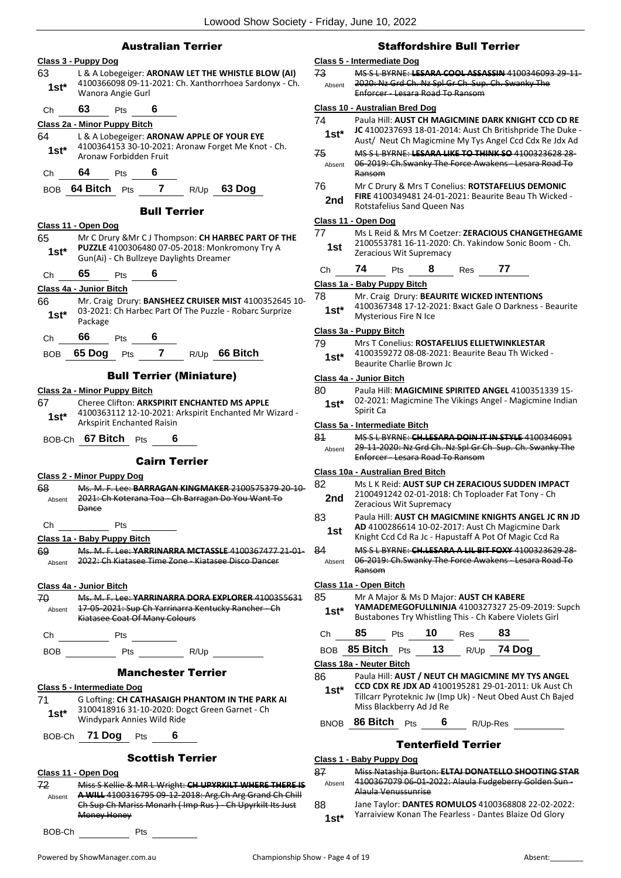## Australian Terrier

### Class 3 - Puppy Dog

63 **1st*** L & A Lobegeiger: **ARONAW LET THE WHISTLE BLOW (AI)** 4100366098 09-11-2021: Ch. Xanthorrhoea Sardonyx - Ch. Wanora Angie Gurl

Ch **63** Pts **6**

### Class 2a - Minor Puppy Bitch

64 **1st*** L & A Lobegeiger: **ARONAW APPLE OF YOUR EYE** 4100364153 30-10-2021: Aronaw Forget Me Knot - Ch. Aronaw Forbidden Fruit

Ch **64** Pts **6**

BOB **64 Bitch** Pts **7** R/Up **63 Dog**

## Bull Terrier

### Class 11 - Open Dog

65 **1st*** Mr C Drury &Mr C J Thompson: **CH HARBEC PART OF THE PUZZLE** 4100306480 07-05-2018: Monkromony Try A Gun(Ai) - Ch Bullzeye Daylights Dreamer

Ch **65** Pts **6**

### Class 4a - Junior Bitch

66 **1st*** Mr. Craig Drury: **BANSHEEZ CRUISER MIST** 4100352645 10-03-2021: Ch Harbec Part Of The Puzzle - Robarc Surprize Package

Ch **66** Pts **6**

BOB **65 Dog** Pts **7** R/Up **66 Bitch**

## Bull Terrier (Miniature)

### Class 2a - Minor Puppy Bitch

67 **1st*** Cheree Clifton: **ARKSPIRIT ENCHANTED MS APPLE** 4100363112 12-10-2021: Arkspirit Enchanted Mr Wizard - Arkspirit Enchanted Raisin

BOB-Ch **67 Bitch** Pts **6**

## Cairn Terrier

### Class 2 - Minor Puppy Dog

68 Absent ~~Ms. M. F. Lee: **BARRAGAN KINGMAKER** 2100575379 20-10-2021: Ch Koterana Toa - Ch Barragan Do You Want To Dance~~

Ch ______ Pts ______

### Class 1a - Baby Puppy Bitch

69 Absent ~~Ms. M. F. Lee: **YARRINARRA MCTASSLE** 4100367477 21-01-2022: Ch Kiatasee Time Zone - Kiatasee Disco Dancer~~

### Class 4a - Junior Bitch

70 Absent ~~Ms. M. F. Lee: **YARRINARRA DORA EXPLORER** 4100355631 17-05-2021: Sup Ch Yarrinarra Kentucky Rancher - Ch Kiatasee Coat Of Many Colours~~

Ch ______ Pts ______

BOB ______ Pts ______ R/Up ______

## Manchester Terrier

### Class 5 - Intermediate Dog

71 **1st*** G Lofting: **CH CATHASAIGH PHANTOM IN THE PARK AI** 3100418916 31-10-2020: Dogct Green Garnet - Ch Windypark Annies Wild Ride

BOB-Ch **71 Dog** Pts **6**

## Scottish Terrier

### Class 11 - Open Dog

72 Absent ~~Miss S Kellie & MR L Wright: **CH UPYRKILT WHERE THERE IS A WILL** 4100316795 09-12-2018: Arg.Ch Arg Grand Ch Chill Ch Sup Ch Mariss Monarh ( Imp Rus ) - Ch Upyrkilt Its Just Money Honey~~

BOB-Ch ______ Pts ______

## Staffordshire Bull Terrier

### Class 5 - Intermediate Dog

73 Absent ~~MS S L BYRNE: **LESARA COOL ASSASSIN** 4100346093 29-11-2020: Nz Grd Ch. Nz Spl Gr Ch Sup. Ch. Swanky The Enforcer - Lesara Road To Ransom~~

### Class 10 - Australian Bred Dog

74 **1st*** Paula Hill: **AUST CH MAGICMINE DARK KNIGHT CCD CD RE JC** 4100237693 18-01-2014: Aust Ch Britishpride The Duke - Aust/ Neut Ch Magicmine My Tys Angel Ccd Cdx Re Jdx Ad

75 Absent ~~MS S L BYRNE: **LESARA LIKE TO THINK SO** 4100323628 28-06-2019: Ch.Swanky The Force Awakens - Lesara Road To Ransom~~

76 **2nd** Mr C Drury & Mrs T Conelius: **ROTSTAFELIUS DEMONIC FIRE** 4100349481 24-01-2021: Beaurite Beau Th Wicked - Rotstafelius Sand Queen Nas

### Class 11 - Open Dog

77 **1st** Ms L Reid & Mrs M Coetzer: **ZERACIOUS CHANGETHEGAME** 2100553781 16-11-2020: Ch. Yakindow Sonic Boom - Ch. Zeracious Wit Supremacy

Ch **74** Pts **8** Res **77**

### Class 1a - Baby Puppy Bitch

78 **1st*** Mr. Craig Drury: **BEAURITE WICKED INTENTIONS** 4100367348 17-12-2021: Bxact Gale O Darkness - Beaurite Mysterious Fire N Ice

### Class 3a - Puppy Bitch

79 **1st*** Mrs T Conelius: **ROSTAFELIUS ELLIETWINKLESTAR** 4100359272 08-08-2021: Beaurite Beau Th Wicked - Beaurite Charlie Brown Jc

### Class 4a - Junior Bitch

80 **1st*** Paula Hill: **MAGICMINE SPIRITED ANGEL** 4100351339 15-02-2021: Magicmine The Vikings Angel - Magicmine Indian Spirit Ca

### Class 5a - Intermediate Bitch

81 Absent ~~MS S L BYRNE: **CH.LESARA DOIN IT IN STYLE** 4100346091 29-11-2020: Nz Grd Ch. Nz Spl Gr Ch Sup. Ch. Swanky The Enforcer - Lesara Road To Ransom~~

### Class 10a - Australian Bred Bitch

82 **2nd** Ms L K Reid: **AUST SUP CH ZERACIOUS SUDDEN IMPACT** 2100491242 02-01-2018: Ch Toploader Fat Tony - Ch Zeracious Wit Supremacy

83 **1st** Paula Hill: **AUST CH MAGICMINE KNIGHTS ANGEL JC RN JD AD** 4100286614 10-02-2017: Aust Ch Magicmine Dark Knight Ccd Cd Ra Jc - Hapustaff A Pot Of Magic Ccd Ra

84 Absent ~~MS S L BYRNE: **CH.LESARA A LIL BIT FOXY** 4100323629 28-06-2019: Ch.Swanky The Force Awakens - Lesara Road To Ransom~~

### Class 11a - Open Bitch

85 **1st*** Mr A Major & Ms D Major: **AUST CH KABERE YAMADEMEGOFULLNINJA** 4100327327 25-09-2019: Supch Bustabones Try Whistling This - Ch Kabere Violets Girl

Ch **85** Pts **10** Res **83**

BOB **85 Bitch** Pts **13** R/Up **74 Dog**

### Class 18a - Neuter Bitch

86 **1st*** Paula Hill: **AUST / NEUT CH MAGICMINE MY TYS ANGEL CCD CDX RE JDX AD** 4100195281 29-01-2011: Uk Aust Ch Tillcarr Pyroteknic Jw (Imp Uk) - Neut Obed Aust Ch Bajed Miss Blackberry Ad Jd Re

BNOB **86 Bitch** Pts **6** R/Up-Res ______

## Tenterfield Terrier

### Class 1 - Baby Puppy Dog

87 Absent ~~Miss Natashja Burton: **ELTAJ DONATELLO SHOOTING STAR** 4100367079 06-01-2022: Alaula Fudgeberry Golden Sun - Alaula Venussunrise~~

88 **1st*** Jane Taylor: **DANTES ROMULOS** 4100368808 22-02-2022: Yarraiview Konan The Fearless - Dantes Blaize Od Glory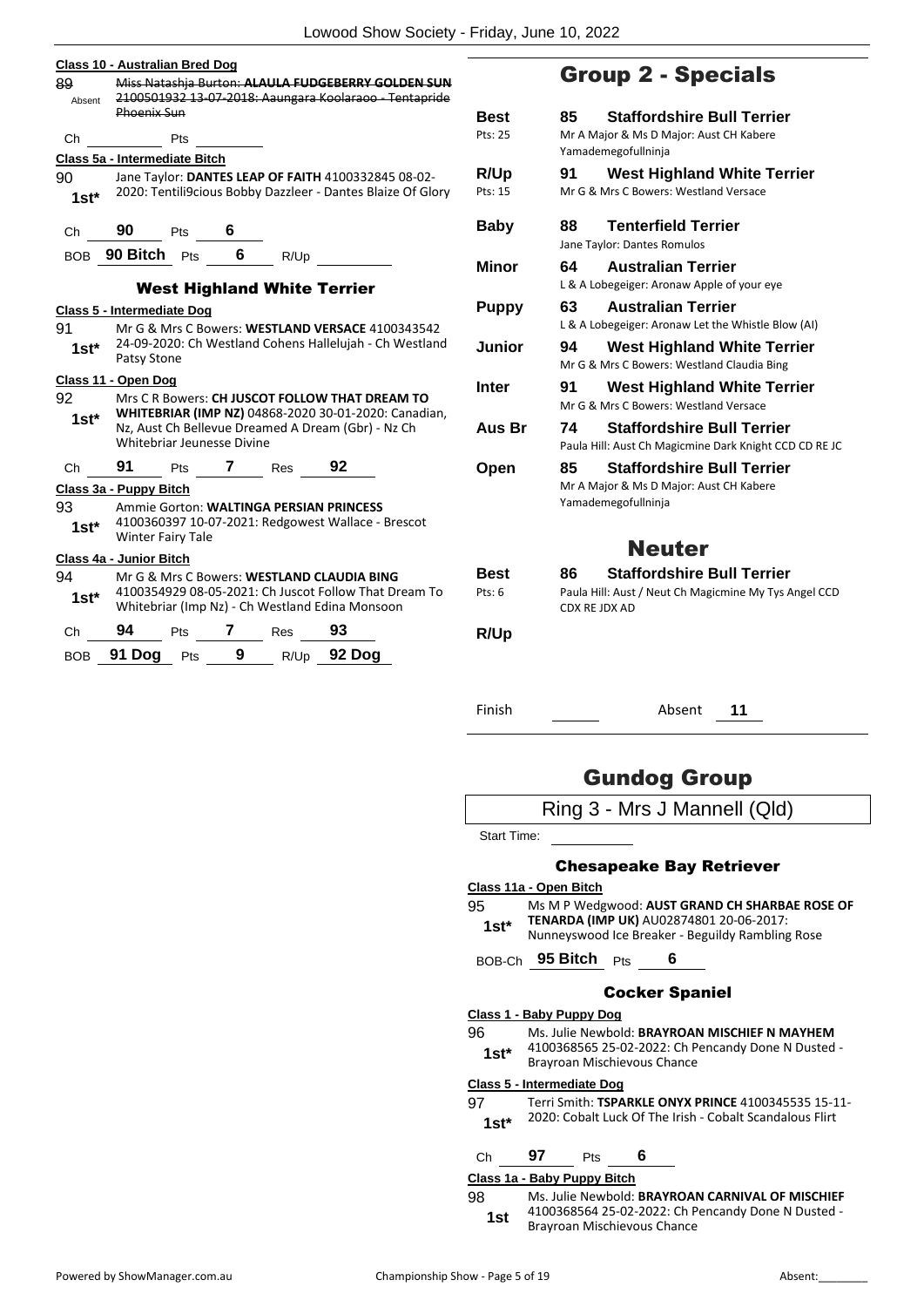**Class 10 - Australian Bred Dog**

89 Absent ~~Miss Natashja Burton: **ALAULA FUDGEBERRY GOLDEN SUN** 2100501932 13-07-2018: Aaungara Koolaraoo - Tentapride Phoenix Sun~~

Ch ______ Pts ______

**Class 5a - Intermediate Bitch**

90 1st* Jane Taylor: **DANTES LEAP OF FAITH** 4100332845 08-02-2020: Tentili9cious Bobby Dazzleer - Dantes Blaize Of Glory

Ch **90** Pts **6**

BOB **90 Bitch** Pts **6** R/Up ______

### West Highland White Terrier

**Class 5 - Intermediate Dog**

91 1st* Mr G & Mrs C Bowers: **WESTLAND VERSACE** 4100343542 24-09-2020: Ch Westland Cohens Hallelujah - Ch Westland Patsy Stone

**Class 11 - Open Dog**

92 1st* Mrs C R Bowers: **CH JUSCOT FOLLOW THAT DREAM TO WHITEBRIAR (IMP NZ)** 04868-2020 30-01-2020: Canadian, Nz, Aust Ch Bellevue Dreamed A Dream (Gbr) - Nz Ch Whitebriar Jeunesse Divine

Ch **91** Pts **7** Res **92**

**Class 3a - Puppy Bitch**

93 1st* Ammie Gorton: **WALTINGA PERSIAN PRINCESS** 4100360397 10-07-2021: Redgowest Wallace - Brescot Winter Fairy Tale

**Class 4a - Junior Bitch**

94 1st* Mr G & Mrs C Bowers: **WESTLAND CLAUDIA BING** 4100354929 08-05-2021: Ch Juscot Follow That Dream To Whitebriar (Imp Nz) - Ch Westland Edina Monsoon

Ch **94** Pts **7** Res **93**

BOB **91 Dog** Pts **9** R/Up **92 Dog**

## Group 2 - Specials

| | | |
|---|---|---|
| **Best** Pts: 25 | **85** | **Staffordshire Bull Terrier** Mr A Major & Ms D Major: Aust CH Kabere Yamademegofullninja |
| **R/Up** Pts: 15 | **91** | **West Highland White Terrier** Mr G & Mrs C Bowers: Westland Versace |
| **Baby** | **88** | **Tenterfield Terrier** Jane Taylor: Dantes Romulos |
| **Minor** | **64** | **Australian Terrier** L & A Lobegeiger: Aronaw Apple of your eye |
| **Puppy** | **63** | **Australian Terrier** L & A Lobegeiger: Aronaw Let the Whistle Blow (AI) |
| **Junior** | **94** | **West Highland White Terrier** Mr G & Mrs C Bowers: Westland Claudia Bing |
| **Inter** | **91** | **West Highland White Terrier** Mr G & Mrs C Bowers: Westland Versace |
| **Aus Br** | **74** | **Staffordshire Bull Terrier** Paula Hill: Aust Ch Magicmine Dark Knight CCD CD RE JC |
| **Open** | **85** | **Staffordshire Bull Terrier** Mr A Major & Ms D Major: Aust CH Kabere Yamademegofullninja |

## Neuter

| | | |
|---|---|---|
| **Best** Pts: 6 | **86** | **Staffordshire Bull Terrier** Paula Hill: Aust / Neut Ch Magicmine My Tys Angel CCD CDX RE JDX AD |
| **R/Up** | | |

Finish ______ Absent **11**

## Gundog Group

Ring 3 - Mrs J Mannell (Qld)

Start Time: ______

### Chesapeake Bay Retriever

**Class 11a - Open Bitch**

95 1st* Ms M P Wedgwood: **AUST GRAND CH SHARBAE ROSE OF TENARDA (IMP UK)** AU02874801 20-06-2017: Nunneyswood Ice Breaker - Beguildy Rambling Rose

BOB-Ch **95 Bitch** Pts **6**

### Cocker Spaniel

**Class 1 - Baby Puppy Dog**

96 1st* Ms. Julie Newbold: **BRAYROAN MISCHIEF N MAYHEM** 4100368565 25-02-2022: Ch Pencandy Done N Dusted - Brayroan Mischievous Chance

**Class 5 - Intermediate Dog**

97 1st* Terri Smith: **TSPARKLE ONYX PRINCE** 4100345535 15-11-2020: Cobalt Luck Of The Irish - Cobalt Scandalous Flirt

Ch **97** Pts **6**

**Class 1a - Baby Puppy Bitch**

98 1st Ms. Julie Newbold: **BRAYROAN CARNIVAL OF MISCHIEF** 4100368564 25-02-2022: Ch Pencandy Done N Dusted - Brayroan Mischievous Chance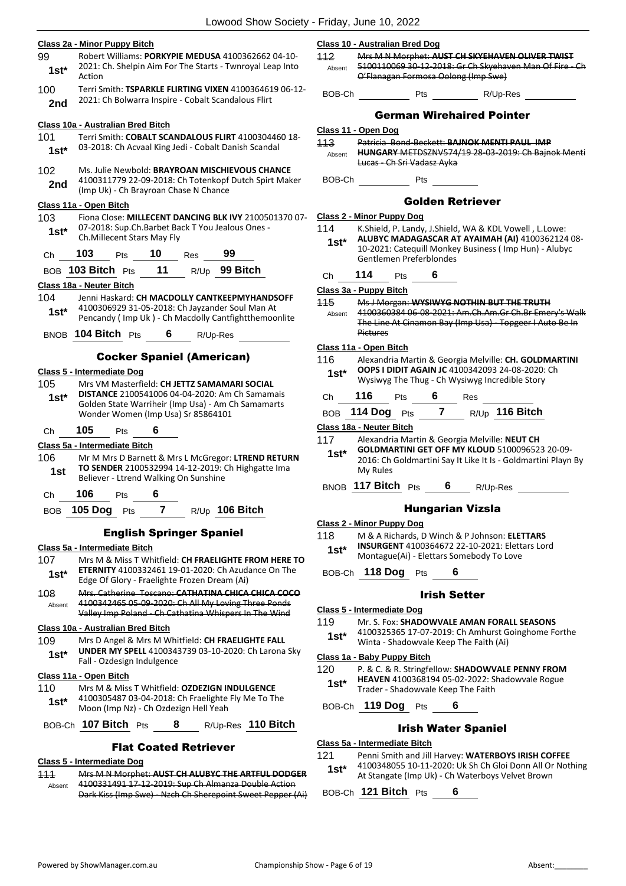**Class 2a - Minor Puppy Bitch**

99 — **1st*** — Robert Williams: **PORKYPIE MEDUSA** 4100362662 04-10-2021: Ch. Shelpin Aim For The Starts - Twnroyal Leap Into Action

100 — **2nd** — Terri Smith: **TSPARKLE FLIRTING VIXEN** 4100364619 06-12-2021: Ch Bolwarra Inspire - Cobalt Scandalous Flirt

**Class 10a - Australian Bred Bitch**

101 — **1st*** — Terri Smith: **COBALT SCANDALOUS FLIRT** 4100304460 18-03-2018: Ch Acvaal King Jedi - Cobalt Danish Scandal

102 — **2nd** — Ms. Julie Newbold: **BRAYROAN MISCHIEVOUS CHANCE** 4100311779 22-09-2018: Ch Totenkopf Dutch Spirt Maker (Imp Uk) - Ch Brayroan Chase N Chance

**Class 11a - Open Bitch**

103 — **1st*** — Fiona Close: **MILLECENT DANCING BLK IVY** 2100501370 07-07-2018: Sup.Ch.Barbet Back T You Jealous Ones - Ch.Millecent Stars May Fly

Ch **103** Pts **10** Res **99**

BOB **103 Bitch** Pts **11** R/Up **99 Bitch**

**Class 18a - Neuter Bitch**

104 — **1st*** — Jenni Haskard: **CH MACDOLLY CANTKEEPMYHANDSOFF** 4100306929 31-05-2018: Ch Jayzander Soul Man At Pencandy ( Imp Uk ) - Ch Macdolly Cantfightthemoonlite

BNOB **104 Bitch** Pts **6** R/Up-Res

## Cocker Spaniel (American)

**Class 5 - Intermediate Dog**

105 — **1st*** — Mrs VM Masterfield: **CH JETTZ SAMAMARI SOCIAL DISTANCE** 2100541006 04-04-2020: Am Ch Samamais Golden State Warriheir (Imp Usa) - Am Ch Samamarts Wonder Women (Imp Usa) Sr 85864101

Ch **105** Pts **6**

**Class 5a - Intermediate Bitch**

106 — **1st** — Mr M Mrs D Barnett & Mrs L McGregor: **LTREND RETURN TO SENDER** 2100532994 14-12-2019: Ch Highgatte Ima Believer - Ltrend Walking On Sunshine

Ch **106** Pts **6**

BOB **105 Dog** Pts **7** R/Up **106 Bitch**

## English Springer Spaniel

**Class 5a - Intermediate Bitch**

107 — **1st*** — Mrs M & Miss T Whitfield: **CH FRAELIGHTE FROM HERE TO ETERNITY** 4100332461 19-01-2020: Ch Azudance On The Edge Of Glory - Fraelighte Frozen Dream (Ai)

~~108~~ — Absent — ~~Mrs. Catherine Toscano: **CATHATINA CHICA CHICA COCO** 4100342465 05-09-2020: Ch All My Loving Three Ponds Valley Imp Poland - Ch Cathatina Whispers In The Wind~~

**Class 10a - Australian Bred Bitch**

109 — **1st*** — Mrs D Angel & Mrs M Whitfield: **CH FRAELIGHTE FALL UNDER MY SPELL** 4100343739 03-10-2020: Ch Larona Sky Fall - Ozdesign Indulgence

**Class 11a - Open Bitch**

110 — **1st*** — Mrs M & Miss T Whitfield: **OZDEZIGN INDULGENCE** 4100305487 03-04-2018: Ch Fraelighte Fly Me To The Moon (Imp Nz) - Ch Ozdezign Hell Yeah

BOB-Ch **107 Bitch** Pts **8** R/Up-Res **110 Bitch**

## Flat Coated Retriever

**Class 5 - Intermediate Dog**

~~111~~ — Absent — ~~Mrs M N Morphet: **AUST CH ALUBYC THE ARTFUL DODGER** 4100331491 17-12-2019: Sup Ch Almanza Double Action Dark Kiss (Imp Swe) - Nzch Ch Sherepoint Sweet Pepper (Ai)~~

**Class 10 - Australian Bred Dog**

~~112~~ — Absent — ~~Mrs M N Morphet: **AUST CH SKYEHAVEN OLIVER TWIST** 5100110069 30-12-2018: Gr Ch Skyehaven Man Of Fire - Ch O'Flanagan Formosa Oolong (Imp Swe)~~

BOB-Ch Pts R/Up-Res

## German Wirehaired Pointer

**Class 11 - Open Dog**

~~113~~ — Absent — ~~Patricia Bond-Beckett: **BAJNOK MENTI PAUL IMP HUNGARY** METDSZNV574/19 28-03-2019: Ch Bajnok Menti Lucas - Ch Sri Vadasz Ayka~~

BOB-Ch Pts

## Golden Retriever

**Class 2 - Minor Puppy Dog**

114 — **1st*** — K.Shield, P. Landy, J.Shield, WA & KDL Vowell , L.Lowe: **ALUBYC MADAGASCAR AT AYAIMAH (AI)** 4100362124 08-10-2021: Catequill Monkey Business ( Imp Hun) - Alubyc Gentlemen Preferblondes

Ch **114** Pts **6**

**Class 3a - Puppy Bitch**

~~115~~ — Absent — ~~Ms J Morgan: **WYSIWYG NOTHIN BUT THE TRUTH** 4100360384 06-08-2021: Am.Ch.Am.Gr Ch.Br Emery's Walk The Line At Cinamon Bay (Imp Usa) - Topgeer I Auto Be In Pictures~~

**Class 11a - Open Bitch**

116 — **1st*** — Alexandria Martin & Georgia Melville: **CH. GOLDMARTINI OOPS I DIDIT AGAIN JC** 4100342093 24-08-2020: Ch Wysiwyg The Thug - Ch Wysiwyg Incredible Story

Ch **116** Pts **6** Res

BOB **114 Dog** Pts **7** R/Up **116 Bitch**

**Class 18a - Neuter Bitch**

117 — **1st*** — Alexandria Martin & Georgia Melville: **NEUT CH GOLDMARTINI GET OFF MY KLOUD** 5100096523 20-09-2016: Ch Goldmartini Say It Like It Is - Goldmartini Playn By My Rules

BNOB **117 Bitch** Pts **6** R/Up-Res

## Hungarian Vizsla

**Class 2 - Minor Puppy Dog**

118 — **1st*** — M & A Richards, D Winch & P Johnson: **ELETTARS INSURGENT** 4100364672 22-10-2021: Elettars Lord Montague(Ai) - Elettars Somebody To Love

BOB-Ch **118 Dog** Pts **6**

## Irish Setter

**Class 5 - Intermediate Dog**

119 — **1st*** — Mr. S. Fox: **SHADOWVALE AMAN FORALL SEASONS** 4100325365 17-07-2019: Ch Amhurst Goinghome Forthe Winta - Shadowvale Keep The Faith (Ai)

**Class 1a - Baby Puppy Bitch**

120 — **1st*** — P. & C. & R. Stringfellow: **SHADOWVALE PENNY FROM HEAVEN** 4100368194 05-02-2022: Shadowvale Rogue Trader - Shadowvale Keep The Faith

BOB-Ch **119 Dog** Pts **6**

## Irish Water Spaniel

**Class 5a - Intermediate Bitch**

121 — **1st*** — Penni Smith and Jill Harvey: **WATERBOYS IRISH COFFEE** 4100348055 10-11-2020: Uk Sh Ch Gloi Donn All Or Nothing At Stangate (Imp Uk) - Ch Waterboys Velvet Brown

BOB-Ch **121 Bitch** Pts **6**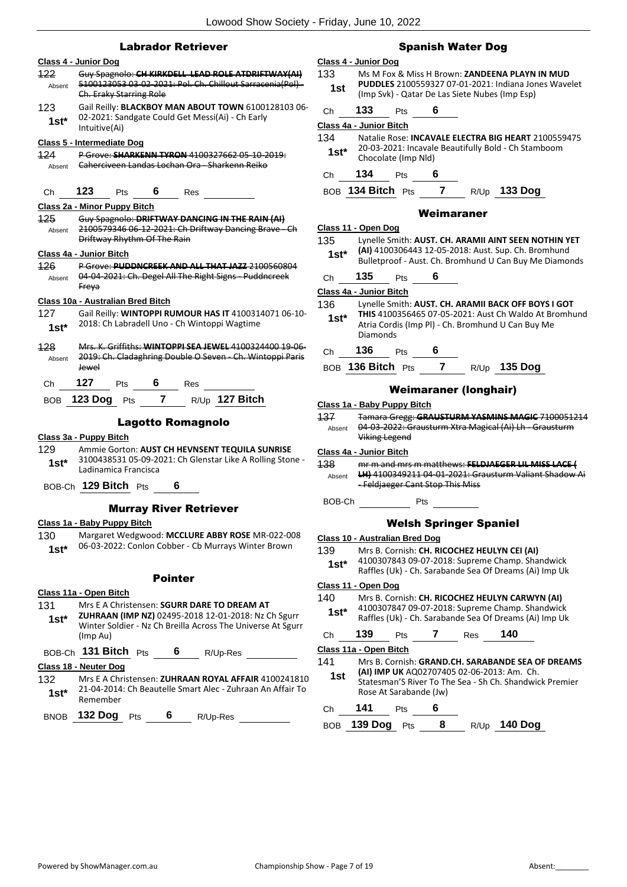## Labrador Retriever

**Class 4 - Junior Dog**

~~122~~ Absent — ~~Guy Spagnolo: **CH KIRKDELL LEAD ROLE ATDRIFTWAY(AI)** 5100123053 03-02-2021: Pol. Ch. Chillout Sarracenia(Pol) - Ch. Eraky Starring Role~~

123 **1st*** — Gail Reilly: **BLACKBOY MAN ABOUT TOWN** 6100128103 06-02-2021: Sandgate Could Get Messi(Ai) - Ch Early Intuitive(Ai)

**Class 5 - Intermediate Dog**

~~124~~ Absent — ~~P Grove: **SHARKENN TYRON** 4100327662 05-10-2019: Caherciveen Landas Lochan Ora - Sharkenn Reiko~~

Ch **123** Pts **6** Res

**Class 2a - Minor Puppy Bitch**

~~125~~ Absent — ~~Guy Spagnolo: **DRIFTWAY DANCING IN THE RAIN (AI)** 2100579346 06-12-2021: Ch Driftway Dancing Brave - Ch Driftway Rhythm Of The Rain~~

**Class 4a - Junior Bitch**

~~126~~ Absent — ~~P Grove: **PUDDNCREEK AND ALL THAT JAZZ** 2100560804 04-04-2021: Ch. Degel All The Right Signs - Puddncreek Freya~~

**Class 10a - Australian Bred Bitch**

127 **1st*** — Gail Reilly: **WINTOPPI RUMOUR HAS IT** 4100314071 06-10-2018: Ch Labradell Uno - Ch Wintoppi Wagtime

~~128~~ Absent — ~~Mrs. K. Griffiths: **WINTOPPI SEA JEWEL** 4100324400 19-06-2019: Ch. Cladaghring Double O Seven - Ch. Wintoppi Paris Jewel~~

Ch **127** Pts **6** Res

BOB **123 Dog** Pts **7** R/Up **127 Bitch**

## Lagotto Romagnolo

**Class 3a - Puppy Bitch**

129 **1st*** — Ammie Gorton: **AUST CH HEVNSENT TEQUILA SUNRISE** 3100438531 05-09-2021: Ch Glenstar Like A Rolling Stone - Ladinamica Francisca

BOB-Ch **129 Bitch** Pts **6**

## Murray River Retriever

**Class 1a - Baby Puppy Bitch**

130 **1st*** — Margaret Wedgwood: **MCCLURE ABBY ROSE** MR-022-008 06-03-2022: Conlon Cobber - Cb Murrays Winter Brown

## Pointer

**Class 11a - Open Bitch**

131 **1st*** — Mrs E A Christensen: **SGURR DARE TO DREAM AT ZUHRAAN (IMP NZ)** 02495-2018 12-01-2018: Nz Ch Sgurr Winter Soldier - Nz Ch Breilla Across The Universe At Sgurr (Imp Au)

BOB-Ch **131 Bitch** Pts **6** R/Up-Res

**Class 18 - Neuter Dog**

132 **1st*** — Mrs E A Christensen: **ZUHRAAN ROYAL AFFAIR** 4100241810 21-04-2014: Ch Beautelle Smart Alec - Zuhraan An Affair To Remember

BNOB **132 Dog** Pts **6** R/Up-Res

## Spanish Water Dog

**Class 4 - Junior Dog**

133 **1st** — Ms M Fox & Miss H Brown: **ZANDEENA PLAYN IN MUD PUDDLES** 2100559327 07-01-2021: Indiana Jones Wavelet (Imp Svk) - Qatar De Las Siete Nubes (Imp Esp)

Ch **133** Pts **6**

**Class 4a - Junior Bitch**

134 **1st*** — Natalie Rose: **INCAVALE ELECTRA BIG HEART** 2100559475 20-03-2021: Incavale Beautifully Bold - Ch Stamboom Chocolate (Imp Nld)

Ch **134** Pts **6**

BOB **134 Bitch** Pts **7** R/Up **133 Dog**

## Weimaraner

**Class 11 - Open Dog**

135 **1st*** — Lynelle Smith: **AUST. CH. ARAMII AINT SEEN NOTHIN YET (AI)** 4100306443 12-05-2018: Aust. Sup. Ch. Bromhund Bulletproof - Aust. Ch. Bromhund U Can Buy Me Diamonds

Ch **135** Pts **6**

**Class 4a - Junior Bitch**

136 **1st*** — Lynelle Smith: **AUST. CH. ARAMII BACK OFF BOYS I GOT THIS** 4100356465 07-05-2021: Aust Ch Waldo At Bromhund Atria Cordis (Imp Pl) - Ch. Bromhund U Can Buy Me Diamonds

Ch **136** Pts **6**

BOB **136 Bitch** Pts **7** R/Up **135 Dog**

## Weimaraner (longhair)

**Class 1a - Baby Puppy Bitch**

~~137~~ Absent — ~~Tamara Gregg: **GRAUSTURM YASMINS MAGIC** 7100051214 04-03-2022: Grausturm Xtra Magical (Ai) Lh - Grausturm Viking Legend~~

**Class 4a - Junior Bitch**

~~138~~ Absent — ~~mr m and mrs m matthews: **FELDJAEGER LIL MISS LACE ( LH)** 4100349211 04-01-2021: Grausturm Valiant Shadow Ai - Feldjaeger Cant Stop This Miss~~

BOB-Ch Pts

## Welsh Springer Spaniel

**Class 10 - Australian Bred Dog**

139 **1st*** — Mrs B. Cornish: **CH. RICOCHEZ HEULYN CEI (AI)** 4100307843 09-07-2018: Supreme Champ. Shandwick Raffles (Uk) - Ch. Sarabande Sea Of Dreams (Ai) Imp Uk

**Class 11 - Open Dog**

140 **1st*** — Mrs B. Cornish: **CH. RICOCHEZ HEULYN CARWYN (AI)** 4100307847 09-07-2018: Supreme Champ. Shandwick Raffles (Uk) - Ch. Sarabande Sea Of Dreams (Ai) Imp Uk

Ch **139** Pts **7** Res **140**

**Class 11a - Open Bitch**

141 **1st** — Mrs B. Cornish: **GRAND.CH. SARABANDE SEA OF DREAMS (AI) IMP UK** AQ02707405 02-06-2013: Am. Ch. Statesman'S River To The Sea - Sh Ch. Shandwick Premier Rose At Sarabande (Jw)

Ch **141** Pts **6**

BOB **139 Dog** Pts **8** R/Up **140 Dog**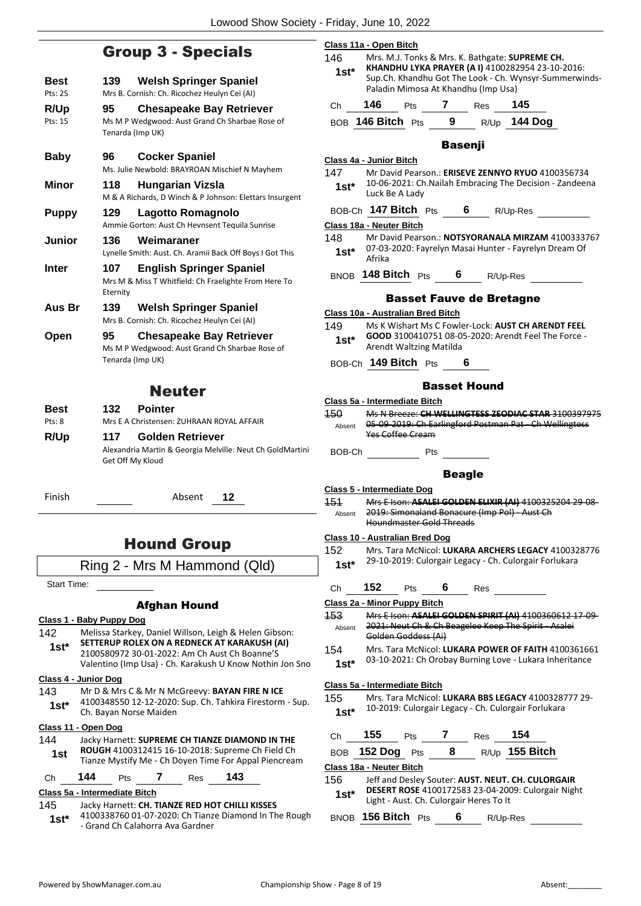## Group 3 - Specials

**Best** — Pts: 25 — **139 Welsh Springer Spaniel**
Mrs B. Cornish: Ch. Ricochez Heulyn Cei (AI)

**R/Up** — Pts: 15 — **95 Chesapeake Bay Retriever**
Ms M P Wedgwood: Aust Grand Ch Sharbae Rose of Tenarda (Imp UK)

**Baby** — **96 Cocker Spaniel**
Ms. Julie Newbold: BRAYROAN Mischief N Mayhem

**Minor** — **118 Hungarian Vizsla**
M & A Richards, D Winch & P Johnson: Elettars Insurgent

**Puppy** — **129 Lagotto Romagnolo**
Ammie Gorton: Aust Ch Hevnsent Tequila Sunrise

**Junior** — **136 Weimaraner**
Lynelle Smith: Aust. Ch. Aramii Back Off Boys I Got This

**Inter** — **107 English Springer Spaniel**
Mrs M & Miss T Whitfield: Ch Fraelighte From Here To Eternity

**Aus Br** — **139 Welsh Springer Spaniel**
Mrs B. Cornish: Ch. Ricochez Heulyn Cei (AI)

**Open** — **95 Chesapeake Bay Retriever**
Ms M P Wedgwood: Aust Grand Ch Sharbae Rose of Tenarda (Imp UK)

## Neuter

**Best** — Pts: 8 — **132 Pointer**
Mrs E A Christensen: ZUHRAAN ROYAL AFFAIR

**R/Up** — **117 Golden Retriever**
Alexandria Martin & Georgia Melville: Neut Ch GoldMartini Get Off My Kloud

Finish ______ Absent **12**

# Hound Group

## Ring 2 - Mrs M Hammond (Qld)

Start Time: ______

### Afghan Hound

**Class 1 - Baby Puppy Dog**

142 — 1st* — Melissa Starkey, Daniel Willson, Leigh & Helen Gibson: **SETTERUP ROLEX ON A REDNECK AT KARAKUSH (AI)** 2100580972 30-01-2022: Am Ch Aust Ch Boanne'S Valentino (Imp Usa) - Ch. Karakush U Know Nothin Jon Sno

**Class 4 - Junior Dog**

143 — 1st* — Mr D & Mrs C & Mr N McGreevy: **BAYAN FIRE N ICE** 4100348550 12-12-2020: Sup. Ch. Tahkira Firestorm - Sup. Ch. Bayan Norse Maiden

**Class 11 - Open Dog**

144 — 1st — Jacky Harnett: **SUPREME CH TIANZE DIAMOND IN THE ROUGH** 4100312415 16-10-2018: Supreme Ch Field Ch Tianze Mystify Me - Ch Doyen Time For Appal Piencream

Ch **144** Pts **7** Res **143**

**Class 5a - Intermediate Bitch**

145 — 1st* — Jacky Harnett: **CH. TIANZE RED HOT CHILLI KISSES** 4100338760 01-07-2020: Ch Tianze Diamond In The Rough - Grand Ch Calahorra Ava Gardner

**Class 11a - Open Bitch**

146 — 1st* — Mrs. M.J. Tonks & Mrs. K. Bathgate: **SUPREME CH. KHANDHU LYKA PRAYER (A I)** 4100282954 23-10-2016: Sup.Ch. Khandhu Got The Look - Ch. Wynsyr-Summerwinds-Paladin Mimosa At Khandhu (Imp Usa)

Ch **146** Pts **7** Res **145**

BOB **146 Bitch** Pts **9** R/Up **144 Dog**

### Basenji

**Class 4a - Junior Bitch**

147 — 1st* — Mr David Pearson.: **ERISEVE ZENNYO RYUO** 4100356734 10-06-2021: Ch.Nailah Embracing The Decision - Zandeena Luck Be A Lady

BOB-Ch **147 Bitch** Pts **6** R/Up-Res ______

**Class 18a - Neuter Bitch**

148 — 1st* — Mr David Pearson.: **NOTSYORANALA MIRZAM** 4100333767 07-03-2020: Fayrelyn Masai Hunter - Fayrelyn Dream Of Afrika

BNOB **148 Bitch** Pts **6** R/Up-Res ______

### Basset Fauve de Bretagne

**Class 10a - Australian Bred Bitch**

149 — 1st* — Ms K Wishart Ms C Fowler-Lock: **AUST CH ARENDT FEEL GOOD** 3100410751 08-05-2020: Arendt Feel The Force - Arendt Waltzing Matilda

BOB-Ch **149 Bitch** Pts **6**

### Basset Hound

**Class 5a - Intermediate Bitch**

150 — Absent — ~~Ms N Breeze: **CH WELLINGTESS ZEODIAC STAR** 3100397975 05-09-2019: Ch Earlingford Postman Pat - Ch Wellingtess Yes Coffee Cream~~

BOB-Ch ______ Pts ______

### Beagle

**Class 5 - Intermediate Dog**

151 — Absent — ~~Mrs E Ison: **ASALEI GOLDEN ELIXIR (AI)** 4100325204 29-08-2019: Simonaland Bonacure (Imp Pol) - Aust Ch Houndmaster Gold Threads~~

**Class 10 - Australian Bred Dog**

152 — 1st* — Mrs. Tara McNicol: **LUKARA ARCHERS LEGACY** 4100328776 29-10-2019: Culorgair Legacy - Ch. Culorgair Forlukara

Ch **152** Pts **6** Res ______

**Class 2a - Minor Puppy Bitch**

153 — Absent — ~~Mrs E Ison: **ASALEI GOLDEN SPIRIT (AI)** 4100360612 17-09-2021: Neut Ch & Ch Beaglee Keep The Spirit - Asalei Golden Goddess (Ai)~~

154 — 1st* — Mrs. Tara McNicol: **LUKARA POWER OF FAITH** 4100361661 03-10-2021: Ch Orobay Burning Love - Lukara Inheritance

**Class 5a - Intermediate Bitch**

155 — 1st* — Mrs. Tara McNicol: **LUKARA BBS LEGACY** 4100328777 29-10-2019: Culorgair Legacy - Ch. Culorgair Forlukara

Ch **155** Pts **7** Res **154**

BOB **152 Dog** Pts **8** R/Up **155 Bitch**

**Class 18a - Neuter Bitch**

156 — 1st* — Jeff and Desley Souter: **AUST. NEUT. CH. CULORGAIR DESERT ROSE** 4100172583 23-04-2009: Culorgair Night Light - Aust. Ch. Culorgair Heres To It

BNOB **156 Bitch** Pts **6** R/Up-Res ______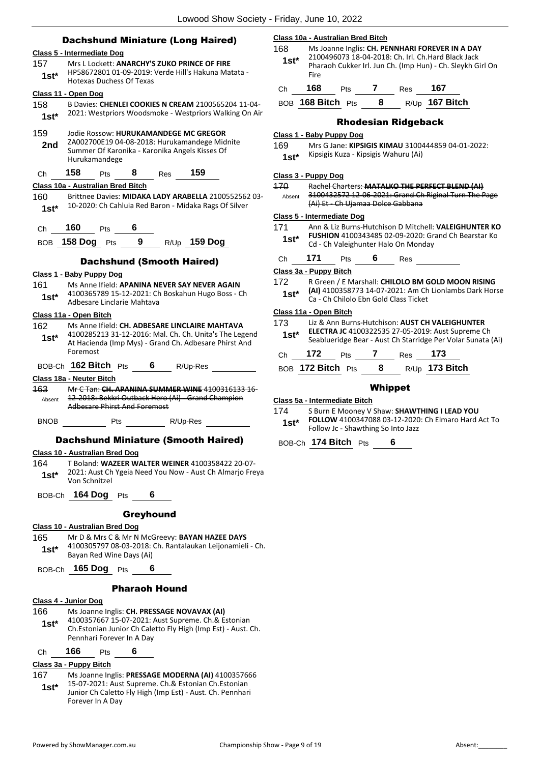## Dachshund Miniature (Long Haired)

**Class 5 - Intermediate Dog**

157 **1st*** Mrs L Lockett: **ANARCHY'S ZUKO PRINCE OF FIRE** HP58672801 01-09-2019: Verde Hill's Hakuna Matata - Hotexas Duchess Of Texas

**Class 11 - Open Dog**

158 **1st*** B Davies: **CHENLEI COOKIES N CREAM** 2100565204 11-04-2021: Westpriors Woodsmoke - Westpriors Walking On Air

159 **2nd** Jodie Rossow: **HURUKAMANDEGE MC GREGOR** ZA002700E19 04-08-2018: Hurukamandege Midnite Summer Of Karonika - Karonika Angels Kisses Of Hurukamandege

Ch **158** Pts **8** Res **159**

**Class 10a - Australian Bred Bitch**

160 **1st*** Brittnee Davies: **MIDAKA LADY ARABELLA** 2100552562 03-10-2020: Ch Cahluia Red Baron - Midaka Rags Of Silver

Ch **160** Pts **6**

BOB **158 Dog** Pts **9** R/Up **159 Dog**

## Dachshund (Smooth Haired)

**Class 1 - Baby Puppy Dog**

161 **1st*** Ms Anne Ifield: **APANINA NEVER SAY NEVER AGAIN** 4100365789 15-12-2021: Ch Boskahun Hugo Boss - Ch Adbesare Linclarie Mahtava

**Class 11a - Open Bitch**

162 **1st*** Ms Anne Ifield: **CH. ADBESARE LINCLAIRE MAHTAVA** 4100285213 31-12-2016: Mal. Ch. Ch. Unita's The Legend At Hacienda (Imp Mys) - Grand Ch. Adbesare Phirst And Foremost

BOB-Ch **162 Bitch** Pts **6** R/Up-Res

**Class 18a - Neuter Bitch**

163 Absent ~~Mr C Tan: **CH. APANINA SUMMER WINE** 4100316133 16-12-2018: Bekkri Outback Hero (Ai) - Grand Champion Adbesare Phirst And Foremost~~

BNOB Pts R/Up-Res

## Dachshund Miniature (Smooth Haired)

**Class 10 - Australian Bred Dog**

164 **1st*** T Boland: **WAZEER WALTER WEINER** 4100358422 20-07-2021: Aust Ch Ygeia Need You Now - Aust Ch Almarjo Freya Von Schnitzel

BOB-Ch **164 Dog** Pts **6**

## Greyhound

**Class 10 - Australian Bred Dog**

165 **1st*** Mr D & Mrs C & Mr N McGreevy: **BAYAN HAZEE DAYS** 4100305797 08-03-2018: Ch. Rantalaukan Leijonamieli - Ch. Bayan Red Wine Days (Ai)

BOB-Ch **165 Dog** Pts **6**

## Pharaoh Hound

**Class 4 - Junior Dog**

166 **1st*** Ms Joanne Inglis: **CH. PRESSAGE NOVAVAX (AI)** 4100357667 15-07-2021: Aust Supreme. Ch.& Estonian Ch.Estonian Junior Ch Caletto Fly High (Imp Est) - Aust. Ch. Pennhari Forever In A Day

Ch **166** Pts **6**

**Class 3a - Puppy Bitch**

167 **1st*** Ms Joanne Inglis: **PRESSAGE MODERNA (AI)** 4100357666 15-07-2021: Aust Supreme. Ch.& Estonian Ch.Estonian Junior Ch Caletto Fly High (Imp Est) - Aust. Ch. Pennhari Forever In A Day

**Class 10a - Australian Bred Bitch**

168 **1st*** Ms Joanne Inglis: **CH. PENNHARI FOREVER IN A DAY** 2100496073 18-04-2018: Ch. Irl. Ch.Hard Black Jack Pharaoh Cukker Irl. Jun Ch. (Imp Hun) - Ch. Sleykh Girl On Fire

Ch **168** Pts **7** Res **167**

BOB **168 Bitch** Pts **8** R/Up **167 Bitch**

## Rhodesian Ridgeback

**Class 1 - Baby Puppy Dog**

169 **1st*** Mrs G Jane: **KIPSIGIS KIMAU** 3100444859 04-01-2022: Kipsigis Kuza - Kipsigis Wahuru (Ai)

**Class 3 - Puppy Dog**

170 Absent ~~Rachel Charters: **MATALKO THE PERFECT BLEND (AI)** 3100432572 12-06-2021: Grand Ch Riginal Turn The Page (Ai) Et - Ch Ujamaa Dolce Gabbana~~

**Class 5 - Intermediate Dog**

171 **1st*** Ann & Liz Burns-Hutchison D Mitchell: **VALEIGHUNTER KO FUSHION** 4100343485 02-09-2020: Grand Ch Bearstar Ko Cd - Ch Valeighunter Halo On Monday

Ch **171** Pts **6** Res

**Class 3a - Puppy Bitch**

172 **1st*** R Green / E Marshall: **CHILOLO BM GOLD MOON RISING (AI)** 4100358773 14-07-2021: Am Ch Lionlambs Dark Horse Ca - Ch Chilolo Ebn Gold Class Ticket

**Class 11a - Open Bitch**

173 **1st*** Liz & Ann Burns-Hutchison: **AUST CH VALEIGHUNTER ELECTRA JC** 4100322535 27-05-2019: Aust Supreme Ch Seablueridge Bear - Aust Ch Starridge Per Volar Sunata (Ai)

Ch **172** Pts **7** Res **173**

BOB **172 Bitch** Pts **8** R/Up **173 Bitch**

## Whippet

**Class 5a - Intermediate Bitch**

174 **1st*** S Burn E Mooney V Shaw: **SHAWTHING I LEAD YOU FOLLOW** 4100347088 03-12-2020: Ch Elmaro Hard Act To Follow Jc - Shawthing So Into Jazz

BOB-Ch **174 Bitch** Pts **6**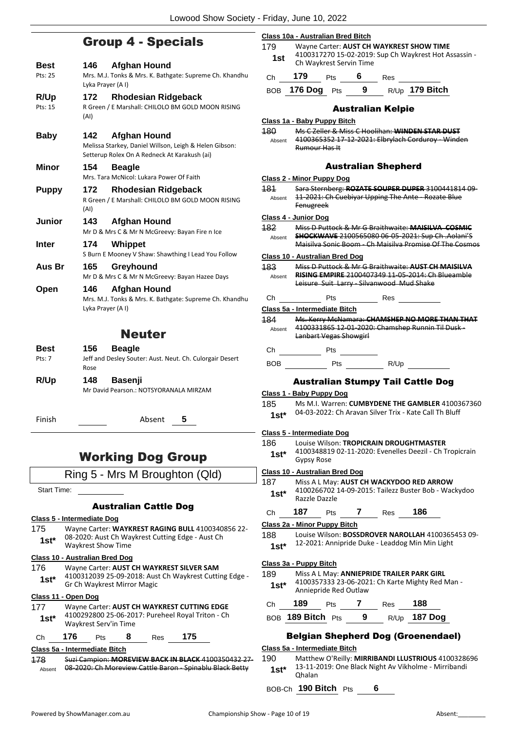# Group 4 - Specials

**Best** 146 **Afghan Hound**
Pts: 25
Mrs. M.J. Tonks & Mrs. K. Bathgate: Supreme Ch. Khandhu Lyka Prayer (A I)

**R/Up** 172 **Rhodesian Ridgeback**
Pts: 15
R Green / E Marshall: CHILOLO BM GOLD MOON RISING (AI)

**Baby** 142 **Afghan Hound**
Melissa Starkey, Daniel Willson, Leigh & Helen Gibson: Setterup Rolex On A Redneck At Karakush (ai)

**Minor** 154 **Beagle**
Mrs. Tara McNicol: Lukara Power Of Faith

**Puppy** 172 **Rhodesian Ridgeback**
R Green / E Marshall: CHILOLO BM GOLD MOON RISING (AI)

**Junior** 143 **Afghan Hound**
Mr D & Mrs C & Mr N McGreevy: Bayan Fire n Ice

**Inter** 174 **Whippet**
S Burn E Mooney V Shaw: Shawthing I Lead You Follow

**Aus Br** 165 **Greyhound**
Mr D & Mrs C & Mr N McGreevy: Bayan Hazee Days

**Open** 146 **Afghan Hound**
Mrs. M.J. Tonks & Mrs. K. Bathgate: Supreme Ch. Khandhu Lyka Prayer (A I)

# Neuter

**Best** 156 **Beagle**
Pts: 7
Jeff and Desley Souter: Aust. Neut. Ch. Culorgair Desert Rose

**R/Up** 148 **Basenji**
Mr David Pearson.: NOTSYORANALA MIRZAM

Finish ______ Absent 5

# Working Dog Group

## Ring 5 - Mrs M Broughton (Qld)

Start Time: ______

### Australian Cattle Dog

**Class 5 - Intermediate Dog**

175 **1st*** Wayne Carter: **WAYKREST RAGING BULL** 4100340856 22-08-2020: Aust Ch Waykrest Cutting Edge - Aust Ch Waykrest Show Time

**Class 10 - Australian Bred Dog**

176 **1st*** Wayne Carter: **AUST CH WAYKREST SILVER SAM** 4100312039 25-09-2018: Aust Ch Waykrest Cutting Edge - Gr Ch Waykrest Mirror Magic

**Class 11 - Open Dog**

177 **1st*** Wayne Carter: **AUST CH WAYKREST CUTTING EDGE** 4100292800 25-06-2017: Pureheel Royal Triton - Ch Waykrest Serv'in Time

Ch **176** Pts **8** Res **175**

**Class 5a - Intermediate Bitch**

178 Absent ~~Suzi Campion: **MOREVIEW BACK IN BLACK** 4100350432 27-08-2020: Ch Moreview Cattle Baron - Spinablu Black Betty~~

**Class 10a - Australian Bred Bitch**

179 **1st** Wayne Carter: **AUST CH WAYKREST SHOW TIME** 4100317270 15-02-2019: Sup Ch Waykrest Hot Assassin - Ch Waykrest Servin Time

Ch **179** Pts **6** Res ______

BOB **176 Dog** Pts **9** R/Up **179 Bitch**

### Australian Kelpie

**Class 1a - Baby Puppy Bitch**

180 Absent ~~Ms C Zeller & Miss C Hoolihan: **WINDEN STAR DUST** 4100365352 17-12-2021: Elbrylach Corduroy - Winden Rumour Has It~~

### Australian Shepherd

**Class 2 - Minor Puppy Dog**

181 Absent ~~Sara Sternberg: **ROZATE SOUPER DUPER** 3100441814 09-11-2021: Ch Cuebiyar Upping The Ante - Rozate Blue Fenugreek~~

**Class 4 - Junior Dog**

182 Absent ~~Miss D Puttock & Mr G Braithwaite: **MAISILVA COSMIC SHOCKWAVE** 2100565080 06-05-2021: Sup Ch .Aolani'S Maisilva Sonic Boom - Ch Maisilva Promise Of The Cosmos~~

**Class 10 - Australian Bred Dog**

183 Absent ~~Miss D Puttock & Mr G Braithwaite: **AUST CH MAISILVA RISING EMPIRE** 2100407349 11-05-2014: Ch Blueamble Leisure Suit Larry - Silvanwood Mud Shake~~

Ch ______ Pts ______ Res ______

**Class 5a - Intermediate Bitch**

184 Absent ~~Ms. Kerry McNamara: **CHAMSHEP NO MORE THAN THAT** 4100331865 12-01-2020: Chamshep Runnin Til Dusk - Lanbart Vegas Showgirl~~

Ch ______ Pts ______

BOB ______ Pts ______ R/Up ______

### Australian Stumpy Tail Cattle Dog

**Class 1 - Baby Puppy Dog**

185 **1st*** Ms M.I. Warren: **CUMBYDENE THE GAMBLER** 4100367360 04-03-2022: Ch Aravan Silver Trix - Kate Call Th Bluff

**Class 5 - Intermediate Dog**

186 **1st*** Louise Wilson: **TROPICRAIN DROUGHTMASTER** 4100348819 02-11-2020: Evenelles Deezil - Ch Tropicrain Gypsy Rose

**Class 10 - Australian Bred Dog**

187 **1st*** Miss A L May: **AUST CH WACKYDOO RED ARROW** 4100266702 14-09-2015: Tailezz Buster Bob - Wackydoo Razzle Dazzle

Ch **187** Pts **7** Res **186**

**Class 2a - Minor Puppy Bitch**

188 **1st*** Louise Wilson: **BOSSDROVER NAROLLAH** 4100365453 09-12-2021: Annipride Duke - Leaddog Min Min Light

**Class 3a - Puppy Bitch**

189 **1st*** Miss A L May: **ANNIEPRIDE TRAILER PARK GIRL** 4100357333 23-06-2021: Ch Karte Mighty Red Man - Anniepride Red Outlaw

Ch **189** Pts **7** Res **188**

BOB **189 Bitch** Pts **9** R/Up **187 Dog**

### Belgian Shepherd Dog (Groenendael)

**Class 5a - Intermediate Bitch**

190 **1st*** Matthew O'Reilly: **MIRRIBANDI LLUSTRIOUS** 4100328696 13-11-2019: One Black Night Av Vikholme - Mirribandi Qhalan

BOB-Ch **190 Bitch** Pts **6**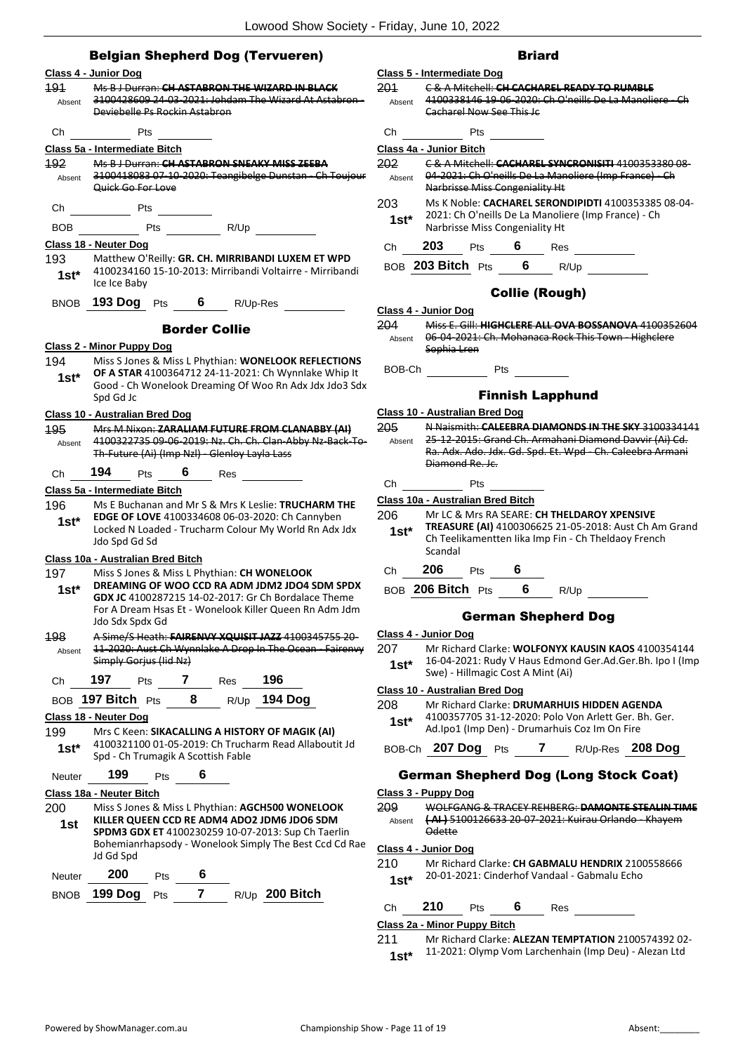## Belgian Shepherd Dog (Tervueren)

**Class 4 - Junior Dog**

191 Absent — ~~Ms B J Durran: **CH ASTABRON THE WIZARD IN BLACK** 3100428609 24-03-2021: Johdam The Wizard At Astabron - Deviebelle Ps Rockin Astabron~~

Ch ______ Pts ______

**Class 5a - Intermediate Bitch**

192 Absent — ~~Ms B J Durran: **CH ASTABRON SNEAKY MISS ZEEBA** 3100418083 07-10-2020: Teangibelge Dunstan - Ch Toujour Quick Go For Love~~

Ch ______ Pts ______

BOB ______ Pts ______ R/Up ______

**Class 18 - Neuter Dog**

193 1st* — Matthew O'Reilly: **GR. CH. MIRRIBANDI LUXEM ET WPD** 4100234160 15-10-2013: Mirribandi Voltairre - Mirribandi Ice Ice Baby

BNOB **193 Dog** Pts **6** R/Up-Res ______

## Border Collie

**Class 2 - Minor Puppy Dog**

194 1st* — Miss S Jones & Miss L Phythian: **WONELOOK REFLECTIONS OF A STAR** 4100364712 24-11-2021: Ch Wynnlake Whip It Good - Ch Wonelook Dreaming Of Woo Rn Adx Jdx Jdo3 Sdx Spd Gd Jc

**Class 10 - Australian Bred Dog**

195 Absent — ~~Mrs M Nixon: **ZARALIAM FUTURE FROM CLANABBY (AI)** 4100322735 09-06-2019: Nz. Ch. Ch. Clan-Abby Nz-Back-To-Th-Future (Ai) (Imp Nzl) - Glenloy Layla Lass~~

Ch **194** Pts **6** Res ______

**Class 5a - Intermediate Bitch**

196 1st* — Ms E Buchanan and Mr S & Mrs K Leslie: **TRUCHARM THE EDGE OF LOVE** 4100334608 06-03-2020: Ch Cannyben Locked N Loaded - Trucharm Colour My World Rn Adx Jdx Jdo Spd Gd Sd

**Class 10a - Australian Bred Bitch**

197 1st* — Miss S Jones & Miss L Phythian: **CH WONELOOK DREAMING OF WOO CCD RA ADM JDM2 JDO4 SDM SPDX GDX JC** 4100287215 14-02-2017: Gr Ch Bordalace Theme For A Dream Hsas Et - Wonelook Killer Queen Rn Adm Jdm Jdo Sdx Spdx Gd

198 Absent — ~~A Sime/S Heath: **FAIRENVY XQUISIT JAZZ** 4100345755 20-11-2020: Aust Ch Wynnlake A Drop In The Ocean - Fairenvy Simply Gorjus (Iid Nz)~~

Ch **197** Pts **7** Res **196**

BOB **197 Bitch** Pts **8** R/Up **194 Dog**

**Class 18 - Neuter Dog**

199 1st* — Mrs C Keen: **SIKACALLING A HISTORY OF MAGIK (AI)** 4100321100 01-05-2019: Ch Trucharm Read Allaboutit Jd Spd - Ch Trumagik A Scottish Fable

Neuter **199** Pts **6**

**Class 18a - Neuter Bitch**

200 1st — Miss S Jones & Miss L Phythian: **AGCH500 WONELOOK KILLER QUEEN CCD RE ADM4 ADO2 JDM6 JDO6 SDM SPDM3 GDX ET** 4100230259 10-07-2013: Sup Ch Taerlin Bohemianrhapsody - Wonelook Simply The Best Ccd Cd Rae Jd Gd Spd

Neuter **200** Pts **6**

BNOB **199 Dog** Pts **7** R/Up **200 Bitch**

## Briard

**Class 5 - Intermediate Dog**

201 Absent — ~~C & A Mitchell: **CH CACHAREL READY TO RUMBLE** 4100338146 19-06-2020: Ch O'neills De La Manoliere - Ch Cacharel Now See This Jc~~

Ch ______ Pts ______

**Class 4a - Junior Bitch**

202 Absent — ~~C & A Mitchell: **CACHAREL SYNCRONISITI** 4100353380 08-04-2021: Ch O'neills De La Manoliere (Imp France) - Ch Narbrisse Miss Congeniality Ht~~

203 1st* — Ms K Noble: **CACHAREL SERONDIPIDTI** 4100353385 08-04-2021: Ch O'neills De La Manoliere (Imp France) - Ch Narbrisse Miss Congeniality Ht

Ch **203** Pts **6** Res ______

BOB **203 Bitch** Pts **6** R/Up ______

## Collie (Rough)

**Class 4 - Junior Dog**

204 Absent — ~~Miss E. Gill: **HIGHCLERE ALL OVA BOSSANOVA** 4100352604 06-04-2021: Ch. Mohanaca Rock This Town - Highclere Sophia Lren~~

BOB-Ch ______ Pts ______

## Finnish Lapphund

**Class 10 - Australian Bred Dog**

205 Absent — ~~N Naismith: **CALEEBRA DIAMONDS IN THE SKY** 3100334141 25-12-2015: Grand Ch. Armahani Diamond Davvir (Ai) Cd. Ra. Adx. Ado. Jdx. Gd. Spd. Et. Wpd - Ch. Caleebra Armani Diamond Re. Jc.~~

Ch ______ Pts ______

**Class 10a - Australian Bred Bitch**

206 1st* — Mr LC & Mrs RA SEARE: **CH THELDAROY XPENSIVE TREASURE (AI)** 4100306625 21-05-2018: Aust Ch Am Grand Ch Teelikamentten Iika Imp Fin - Ch Theldaoy French Scandal

Ch **206** Pts **6**

BOB **206 Bitch** Pts **6** R/Up ______

## German Shepherd Dog

**Class 4 - Junior Dog**

207 1st* — Mr Richard Clarke: **WOLFONYX KAUSIN KAOS** 4100354144 16-04-2021: Rudy V Haus Edmond Ger.Ad.Ger.Bh. Ipo I (Imp Swe) - Hillmagic Cost A Mint (Ai)

**Class 10 - Australian Bred Dog**

208 1st* — Mr Richard Clarke: **DRUMARHUIS HIDDEN AGENDA** 4100357705 31-12-2020: Polo Von Arlett Ger. Bh. Ger. Ad.Ipo1 (Imp Den) - Drumarhuis Coz Im On Fire

BOB-Ch **207 Dog** Pts **7** R/Up-Res **208 Dog**

## German Shepherd Dog (Long Stock Coat)

**Class 3 - Puppy Dog**

209 Absent — ~~WOLFGANG & TRACEY REHBERG: **DAMONTE STEALIN TIME (AI)** 5100126633 20-07-2021: Kuirau Orlando - Khayem Odette~~

**Class 4 - Junior Dog**

210 1st* — Mr Richard Clarke: **CH GABMALU HENDRIX** 2100558666 20-01-2021: Cinderhof Vandaal - Gabmalu Echo

Ch **210** Pts **6** Res ______

**Class 2a - Minor Puppy Bitch**

211 1st* — Mr Richard Clarke: **ALEZAN TEMPTATION** 2100574392 02-11-2021: Olymp Vom Larchenhain (Imp Deu) - Alezan Ltd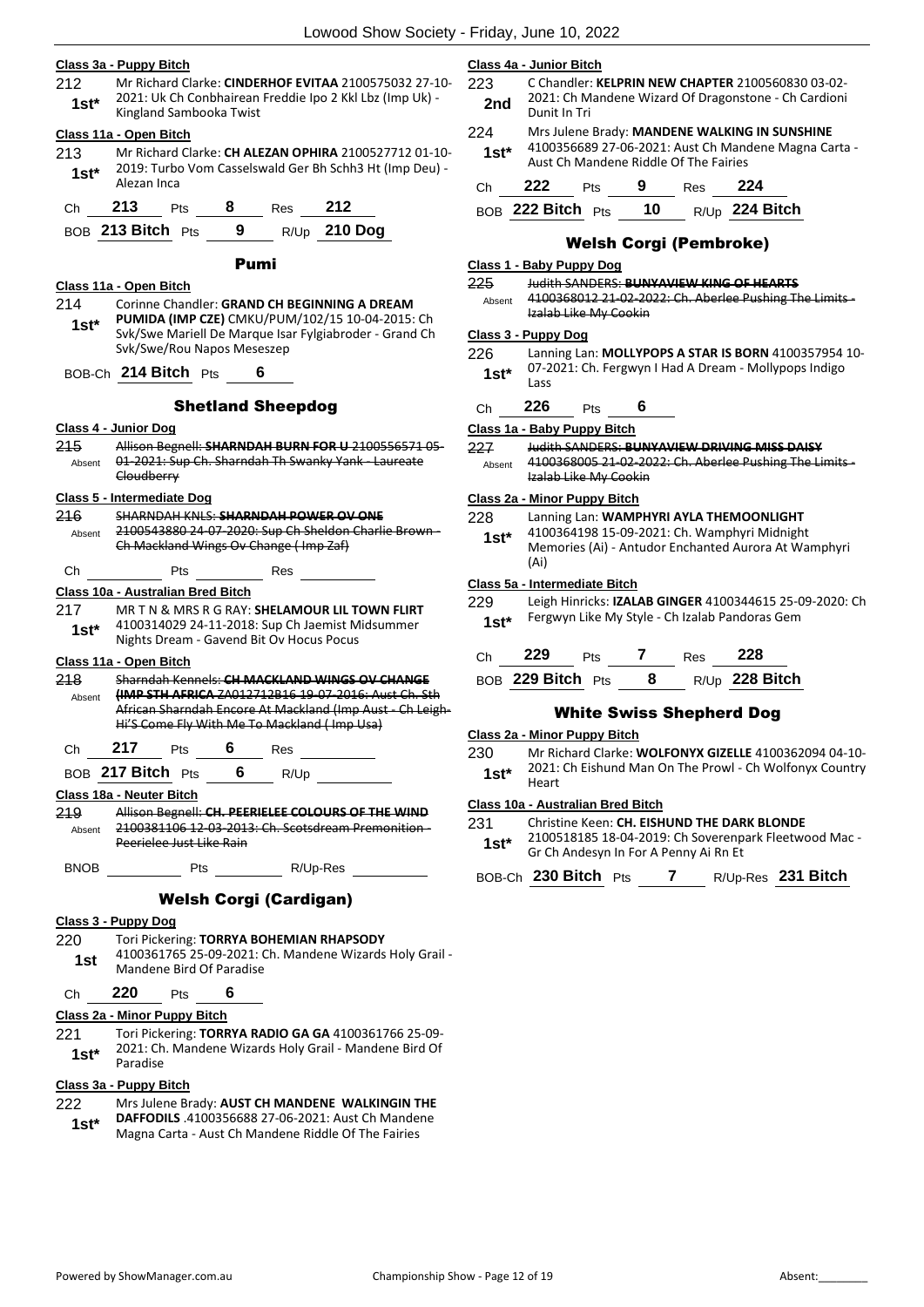#### Class 3a - Puppy Bitch

212 **1st*** Mr Richard Clarke: **CINDERHOF EVITAA** 2100575032 27-10-2021: Uk Ch Conbhairean Freddie Ipo 2 Kkl Lbz (Imp Uk) - Kingland Sambooka Twist

#### Class 11a - Open Bitch

213 **1st*** Mr Richard Clarke: **CH ALEZAN OPHIRA** 2100527712 01-10-2019: Turbo Vom Casselswald Ger Bh Schh3 Ht (Imp Deu) - Alezan Inca

Ch **213** Pts **8** Res **212**

BOB **213 Bitch** Pts **9** R/Up **210 Dog**

### Pumi

#### Class 11a - Open Bitch

214 **1st*** Corinne Chandler: **GRAND CH BEGINNING A DREAM PUMIDA (IMP CZE)** CMKU/PUM/102/15 10-04-2015: Ch Svk/Swe Mariell De Marque Isar Fylgiabroder - Grand Ch Svk/Swe/Rou Napos Meseszep

BOB-Ch **214 Bitch** Pts **6**

### Shetland Sheepdog

#### Class 4 - Junior Dog

215 Absent ~~Allison Begnell: **SHARNDAH BURN FOR U** 2100556571 05-01-2021: Sup Ch. Sharndah Th Swanky Yank - Laureate Cloudberry~~

#### Class 5 - Intermediate Dog

216 Absent ~~SHARNDAH KNLS: **SHARNDAH POWER OV ONE** 2100543880 24-07-2020: Sup Ch Sheldon Charlie Brown - Ch Mackland Wings Ov Change ( Imp Zaf)~~

Ch ______ Pts ______ Res ______

#### Class 10a - Australian Bred Bitch

217 **1st*** MR T N & MRS R G RAY: **SHELAMOUR LIL TOWN FLIRT** 4100314029 24-11-2018: Sup Ch Jaemist Midsummer Nights Dream - Gavend Bit Ov Hocus Pocus

#### Class 11a - Open Bitch

218 Absent ~~Sharndah Kennels: **CH MACKLAND WINGS OV CHANGE (IMP STH AFRICA** ZA012712B16 19-07-2016: Aust Ch. Sth African Sharndah Encore At Mackland (Imp Aust - Ch Leigh-Hi'S Come Fly With Me To Mackland ( Imp Usa)~~

Ch **217** Pts **6** Res ______

BOB **217 Bitch** Pts **6** R/Up ______

#### Class 18a - Neuter Bitch

219 Absent ~~Allison Begnell: **CH. PEERIELEE COLOURS OF THE WIND** 2100381106 12-03-2013: Ch. Scotsdream Premonition - Peerielee Just Like Rain~~

BNOB ______ Pts ______ R/Up-Res ______

### Welsh Corgi (Cardigan)

#### Class 3 - Puppy Dog

220 **1st** Tori Pickering: **TORRYA BOHEMIAN RHAPSODY** 4100361765 25-09-2021: Ch. Mandene Wizards Holy Grail - Mandene Bird Of Paradise

Ch **220** Pts **6**

#### Class 2a - Minor Puppy Bitch

221 **1st*** Tori Pickering: **TORRYA RADIO GA GA** 4100361766 25-09-2021: Ch. Mandene Wizards Holy Grail - Mandene Bird Of Paradise

#### Class 3a - Puppy Bitch

222 **1st*** Mrs Julene Brady: **AUST CH MANDENE WALKINGIN THE DAFFODILS** .4100356688 27-06-2021: Aust Ch Mandene Magna Carta - Aust Ch Mandene Riddle Of The Fairies

#### Class 4a - Junior Bitch

223 **2nd** C Chandler: **KELPRIN NEW CHAPTER** 2100560830 03-02-2021: Ch Mandene Wizard Of Dragonstone - Ch Cardioni Dunit In Tri

224 **1st*** Mrs Julene Brady: **MANDENE WALKING IN SUNSHINE** 4100356689 27-06-2021: Aust Ch Mandene Magna Carta - Aust Ch Mandene Riddle Of The Fairies

Ch **222** Pts **9** Res **224**

BOB **222 Bitch** Pts **10** R/Up **224 Bitch**

### Welsh Corgi (Pembroke)

#### Class 1 - Baby Puppy Dog

225 Absent ~~Judith SANDERS: **BUNYAVIEW KING OF HEARTS** 4100368012 21-02-2022: Ch. Aberlee Pushing The Limits - Izalab Like My Cookin~~

#### Class 3 - Puppy Dog

226 **1st*** Lanning Lan: **MOLLYPOPS A STAR IS BORN** 4100357954 10-07-2021: Ch. Fergwyn I Had A Dream - Mollypops Indigo Lass

Ch **226** Pts **6**

#### Class 1a - Baby Puppy Bitch

227 Absent ~~Judith SANDERS: **BUNYAVIEW DRIVING MISS DAISY** 4100368005 21-02-2022: Ch. Aberlee Pushing The Limits - Izalab Like My Cookin~~

#### Class 2a - Minor Puppy Bitch

228 **1st*** Lanning Lan: **WAMPHYRI AYLA THEMOONLIGHT** 4100364198 15-09-2021: Ch. Wamphyri Midnight Memories (Ai) - Antudor Enchanted Aurora At Wamphyri (Ai)

#### Class 5a - Intermediate Bitch

229 **1st*** Leigh Hinricks: **IZALAB GINGER** 4100344615 25-09-2020: Ch Fergwyn Like My Style - Ch Izalab Pandoras Gem

Ch **229** Pts **7** Res **228**

BOB **229 Bitch** Pts **8** R/Up **228 Bitch**

### White Swiss Shepherd Dog

#### Class 2a - Minor Puppy Bitch

230 **1st*** Mr Richard Clarke: **WOLFONYX GIZELLE** 4100362094 04-10-2021: Ch Eishund Man On The Prowl - Ch Wolfonyx Country Heart

#### Class 10a - Australian Bred Bitch

231 **1st*** Christine Keen: **CH. EISHUND THE DARK BLONDE** 2100518185 18-04-2019: Ch Soverenpark Fleetwood Mac - Gr Ch Andesyn In For A Penny Ai Rn Et

BOB-Ch **230 Bitch** Pts **7** R/Up-Res **231 Bitch**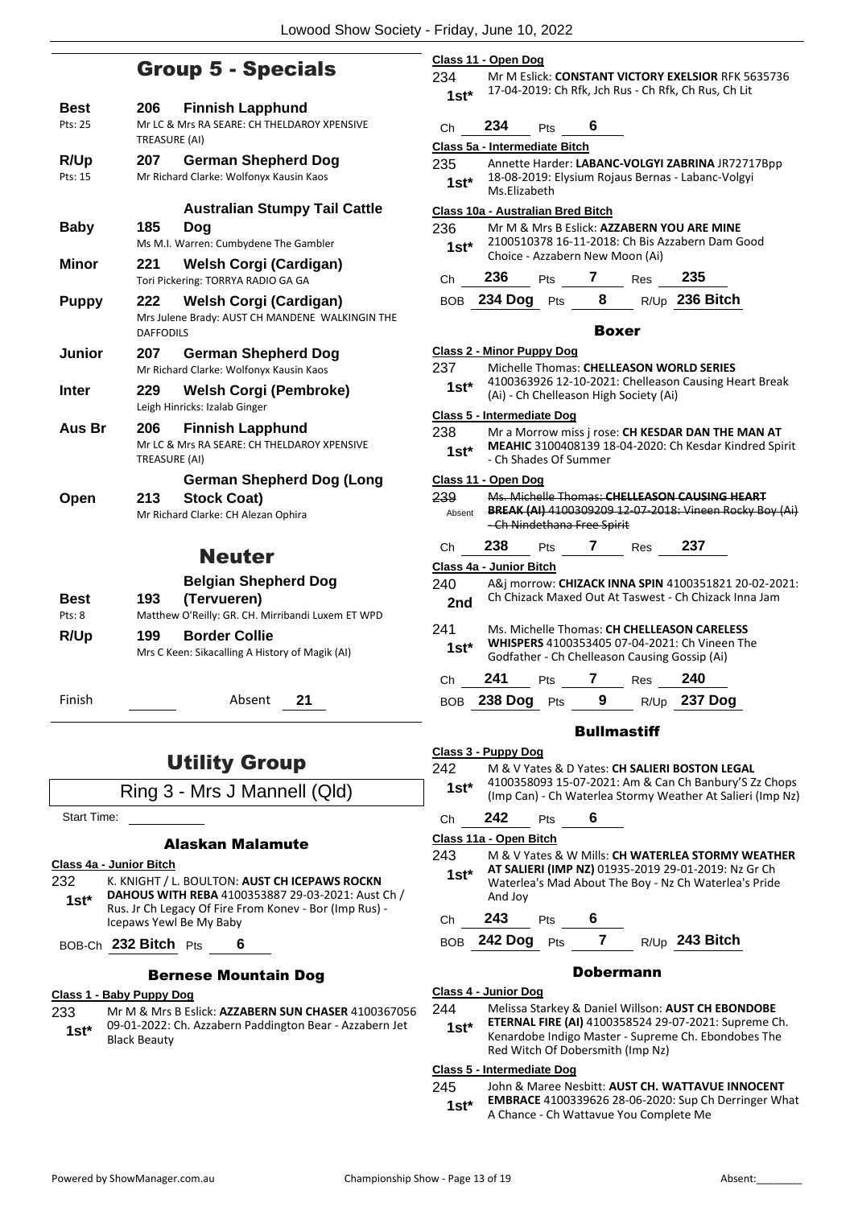## Group 5 - Specials

**Best** Pts: 25 — **206 Finnish Lapphund**
Mr LC & Mrs RA SEARE: CH THELDAROY XPENSIVE TREASURE (AI)

**R/Up** Pts: 15 — **207 German Shepherd Dog**
Mr Richard Clarke: Wolfonyx Kausin Kaos

**Baby** — **185 Australian Stumpy Tail Cattle Dog**
Ms M.I. Warren: Cumbydene The Gambler

**Minor** — **221 Welsh Corgi (Cardigan)**
Tori Pickering: TORRYA RADIO GA GA

**Puppy** — **222 Welsh Corgi (Cardigan)**
Mrs Julene Brady: AUST CH MANDENE WALKINGIN THE DAFFODILS

**Junior** — **207 German Shepherd Dog**
Mr Richard Clarke: Wolfonyx Kausin Kaos

**Inter** — **229 Welsh Corgi (Pembroke)**
Leigh Hinricks: Izalab Ginger

**Aus Br** — **206 Finnish Lapphund**
Mr LC & Mrs RA SEARE: CH THELDAROY XPENSIVE TREASURE (AI)

**Open** — **213 German Shepherd Dog (Long Stock Coat)**
Mr Richard Clarke: CH Alezan Ophira

## Neuter

**Best** Pts: 8 — **193 Belgian Shepherd Dog (Tervueren)**
Matthew O'Reilly: GR. CH. Mirribandi Luxem ET WPD

**R/Up** — **199 Border Collie**
Mrs C Keen: Sikacalling A History of Magik (AI)

Finish ______ Absent **21**

# Utility Group

Ring 3 - Mrs J Mannell (Qld)

Start Time: ______

### Alaskan Malamute

**Class 4a - Junior Bitch**

232 **1st*** K. KNIGHT / L. BOULTON: **AUST CH ICEPAWS ROCKN DAHOUS WITH REBA** 4100353887 29-03-2021: Aust Ch / Rus. Jr Ch Legacy Of Fire From Konev - Bor (Imp Rus) - Icepaws Yewl Be My Baby

BOB-Ch **232 Bitch** Pts **6**

### Bernese Mountain Dog

**Class 1 - Baby Puppy Dog**

233 **1st*** Mr M & Mrs B Eslick: **AZZABERN SUN CHASER** 4100367056 09-01-2022: Ch. Azzabern Paddington Bear - Azzabern Jet Black Beauty

**Class 11 - Open Dog**

234 **1st*** Mr M Eslick: **CONSTANT VICTORY EXELSIOR** RFK 5635736 17-04-2019: Ch Rfk, Jch Rus - Ch Rfk, Ch Rus, Ch Lit

Ch **234** Pts **6**

**Class 5a - Intermediate Bitch**

235 **1st*** Annette Harder: **LABANC-VOLGYI ZABRINA** JR72717Bpp 18-08-2019: Elysium Rojaus Bernas - Labanc-Volgyi Ms.Elizabeth

**Class 10a - Australian Bred Bitch**

236 **1st*** Mr M & Mrs B Eslick: **AZZABERN YOU ARE MINE** 2100510378 16-11-2018: Ch Bis Azzabern Dam Good Choice - Azzabern New Moon (Ai)

Ch **236** Pts **7** Res **235**

BOB **234 Dog** Pts **8** R/Up **236 Bitch**

### Boxer

**Class 2 - Minor Puppy Dog**

237 **1st*** Michelle Thomas: **CHELLEASON WORLD SERIES** 4100363926 12-10-2021: Chelleason Causing Heart Break (Ai) - Ch Chelleason High Society (Ai)

**Class 5 - Intermediate Dog**

238 **1st*** Mr a Morrow miss j rose: **CH KESDAR DAN THE MAN AT MEAHIC** 3100408139 18-04-2020: Ch Kesdar Kindred Spirit - Ch Shades Of Summer

**Class 11 - Open Dog**

239 Absent ~~Ms. Michelle Thomas: **CHELLEASON CAUSING HEART BREAK (AI)** 4100309209 12-07-2018: Vineen Rocky Boy (Ai) - Ch Nindethana Free Spirit~~

Ch **238** Pts **7** Res **237**

**Class 4a - Junior Bitch**

240 **2nd** A&j morrow: **CHIZACK INNA SPIN** 4100351821 20-02-2021: Ch Chizack Maxed Out At Taswest - Ch Chizack Inna Jam

241 **1st*** Ms. Michelle Thomas: **CH CHELLEASON CARELESS WHISPERS** 4100353405 07-04-2021: Ch Vineen The Godfather - Ch Chelleason Causing Gossip (Ai)

Ch **241** Pts **7** Res **240**

BOB **238 Dog** Pts **9** R/Up **237 Dog**

### Bullmastiff

**Class 3 - Puppy Dog**

242 **1st*** M & V Yates & D Yates: **CH SALIERI BOSTON LEGAL** 4100358093 15-07-2021: Am & Can Ch Banbury'S Zz Chops (Imp Can) - Ch Waterlea Stormy Weather At Salieri (Imp Nz)

Ch **242** Pts **6**

**Class 11a - Open Bitch**

243 **1st*** M & V Yates & W Mills: **CH WATERLEA STORMY WEATHER AT SALIERI (IMP NZ)** 01935-2019 29-01-2019: Nz Gr Ch Waterlea's Mad About The Boy - Nz Ch Waterlea's Pride And Joy

Ch **243** Pts **6**

BOB **242 Dog** Pts **7** R/Up **243 Bitch**

### Dobermann

**Class 4 - Junior Dog**

244 **1st*** Melissa Starkey & Daniel Willson: **AUST CH EBONDOBE ETERNAL FIRE (AI)** 4100358524 29-07-2021: Supreme Ch. Kenardobe Indigo Master - Supreme Ch. Ebondobes The Red Witch Of Dobersmith (Imp Nz)

**Class 5 - Intermediate Dog**

245 **1st*** John & Maree Nesbitt: **AUST CH. WATTAVUE INNOCENT EMBRACE** 4100339626 28-06-2020: Sup Ch Derringer What A Chance - Ch Wattavue You Complete Me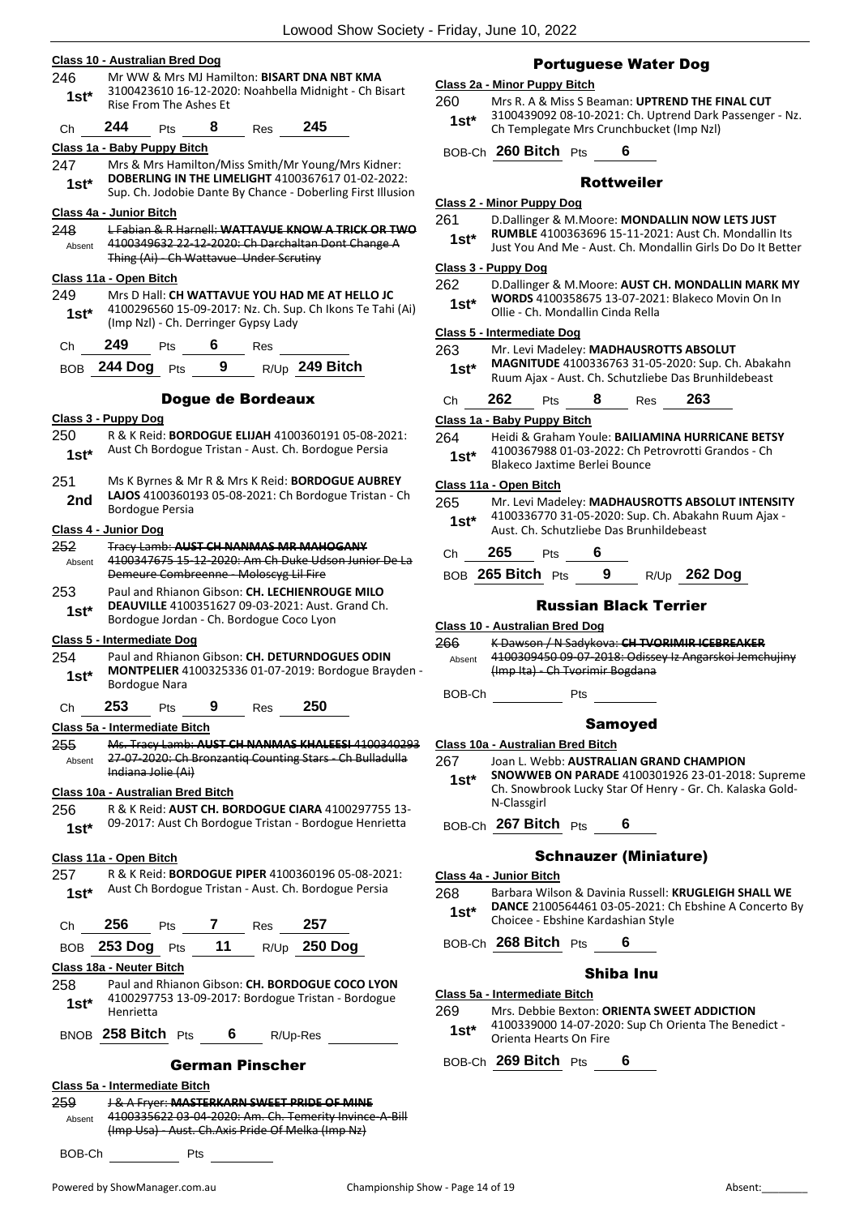**Class 10 - Australian Bred Dog**

246 **1st*** Mr WW & Mrs MJ Hamilton: **BISART DNA NBT KMA** 3100423610 16-12-2020: Noahbella Midnight - Ch Bisart Rise From The Ashes Et

Ch **244** Pts **8** Res **245**

**Class 1a - Baby Puppy Bitch**

247 **1st*** Mrs & Mrs Hamilton/Miss Smith/Mr Young/Mrs Kidner: **DOBERLING IN THE LIMELIGHT** 4100367617 01-02-2022: Sup. Ch. Jodobie Dante By Chance - Doberling First Illusion

**Class 4a - Junior Bitch**

248 Absent ~~L Fabian & R Harnell: **WATTAVUE KNOW A TRICK OR TWO** 4100349632 22-12-2020: Ch Darchaltan Dont Change A Thing (Ai) - Ch Wattavue Under Scrutiny~~

**Class 11a - Open Bitch**

249 **1st*** Mrs D Hall: **CH WATTAVUE YOU HAD ME AT HELLO JC** 4100296560 15-09-2017: Nz. Ch. Sup. Ch Ikons Te Tahi (Ai) (Imp Nzl) - Ch. Derringer Gypsy Lady

Ch **249** Pts **6** Res

BOB **244 Dog** Pts **9** R/Up **249 Bitch**

## Dogue de Bordeaux

**Class 3 - Puppy Dog**

250 **1st*** R & K Reid: **BORDOGUE ELIJAH** 4100360191 05-08-2021: Aust Ch Bordogue Tristan - Aust. Ch. Bordogue Persia

251 **2nd** Ms K Byrnes & Mr R & Mrs K Reid: **BORDOGUE AUBREY LAJOS** 4100360193 05-08-2021: Ch Bordogue Tristan - Ch Bordogue Persia

**Class 4 - Junior Dog**

252 Absent ~~Tracy Lamb: **AUST CH NANMAS MR MAHOGANY** 4100347675 15-12-2020: Am Ch Duke Udson Junior De La Demeure Combreenne - Moloscyg Lil Fire~~

253 **1st*** Paul and Rhianon Gibson: **CH. LECHIENROUGE MILO DEAUVILLE** 4100351627 09-03-2021: Aust. Grand Ch. Bordogue Jordan - Ch. Bordogue Coco Lyon

**Class 5 - Intermediate Dog**

254 **1st*** Paul and Rhianon Gibson: **CH. DETURNDOGUES ODIN MONTPELIER** 4100325336 01-07-2019: Bordogue Brayden - Bordogue Nara

Ch **253** Pts **9** Res **250**

**Class 5a - Intermediate Bitch**

255 Absent ~~Ms. Tracy Lamb: **AUST CH NANMAS KHALEESI** 4100340293 27-07-2020: Ch Bronzantiq Counting Stars - Ch Bulladulla Indiana Jolie (Ai)~~

**Class 10a - Australian Bred Bitch**

256 **1st*** R & K Reid: **AUST CH. BORDOGUE CIARA** 4100297755 13-09-2017: Aust Ch Bordogue Tristan - Bordogue Henrietta

**Class 11a - Open Bitch**

257 **1st*** R & K Reid: **BORDOGUE PIPER** 4100360196 05-08-2021: Aust Ch Bordogue Tristan - Aust. Ch. Bordogue Persia

Ch **256** Pts **7** Res **257**

BOB **253 Dog** Pts **11** R/Up **250 Dog**

**Class 18a - Neuter Bitch**

258 **1st*** Paul and Rhianon Gibson: **CH. BORDOGUE COCO LYON** 4100297753 13-09-2017: Bordogue Tristan - Bordogue Henrietta

BNOB **258 Bitch** Pts **6** R/Up-Res

## German Pinscher

**Class 5a - Intermediate Bitch**

259 Absent ~~J & A Fryer: **MASTERKARN SWEET PRIDE OF MINE** 4100335622 03-04-2020: Am. Ch. Temerity Invince-A-Bill (Imp Usa) - Aust. Ch.Axis Pride Of Melka (Imp Nz)~~

BOB-Ch Pts

## Portuguese Water Dog

**Class 2a - Minor Puppy Bitch**

260 **1st*** Mrs R. A & Miss S Beaman: **UPTREND THE FINAL CUT** 3100439092 08-10-2021: Ch. Uptrend Dark Passenger - Nz. Ch Templegate Mrs Crunchbucket (Imp Nzl)

BOB-Ch **260 Bitch** Pts **6**

## Rottweiler

**Class 2 - Minor Puppy Dog**

261 **1st*** D.Dallinger & M.Moore: **MONDALLIN NOW LETS JUST RUMBLE** 4100363696 15-11-2021: Aust Ch. Mondallin Its Just You And Me - Aust. Ch. Mondallin Girls Do Do It Better

**Class 3 - Puppy Dog**

262 **1st*** D.Dallinger & M.Moore: **AUST CH. MONDALLIN MARK MY WORDS** 4100358675 13-07-2021: Blakeco Movin On In Ollie - Ch. Mondallin Cinda Rella

**Class 5 - Intermediate Dog**

263 **1st*** Mr. Levi Madeley: **MADHAUSROTTS ABSOLUT MAGNITUDE** 4100336763 31-05-2020: Sup. Ch. Abakahn Ruum Ajax - Aust. Ch. Schutzliebe Das Brunhildebeast

Ch **262** Pts **8** Res **263**

**Class 1a - Baby Puppy Bitch**

264 **1st*** Heidi & Graham Youle: **BAILIAMINA HURRICANE BETSY** 4100367988 01-03-2022: Ch Petrovrotti Grandos - Ch Blakeco Jaxtime Berlei Bounce

**Class 11a - Open Bitch**

265 **1st*** Mr. Levi Madeley: **MADHAUSROTTS ABSOLUT INTENSITY** 4100336770 31-05-2020: Sup. Ch. Abakahn Ruum Ajax - Aust. Ch. Schutzliebe Das Brunhildebeast

Ch **265** Pts **6**

BOB **265 Bitch** Pts **9** R/Up **262 Dog**

## Russian Black Terrier

**Class 10 - Australian Bred Dog**

266 Absent ~~K Dawson / N Sadykova: **CH TVORIMIR ICEBREAKER** 4100309450 09-07-2018: Odissey Iz Angarskoi Jemchujiny (Imp Ita) - Ch Tvorimir Bogdana~~

BOB-Ch Pts

## Samoyed

**Class 10a - Australian Bred Bitch**

267 **1st*** Joan L. Webb: **AUSTRALIAN GRAND CHAMPION SNOWWEB ON PARADE** 4100301926 23-01-2018: Supreme Ch. Snowbrook Lucky Star Of Henry - Gr. Ch. Kalaska Gold-N-Classgirl

BOB-Ch **267 Bitch** Pts **6**

## Schnauzer (Miniature)

**Class 4a - Junior Bitch**

268 **1st*** Barbara Wilson & Davinia Russell: **KRUGLEIGH SHALL WE DANCE** 2100564461 03-05-2021: Ch Ebshine A Concerto By Choicee - Ebshine Kardashian Style

BOB-Ch **268 Bitch** Pts **6**

## Shiba Inu

**Class 5a - Intermediate Bitch**

269 **1st*** Mrs. Debbie Bexton: **ORIENTA SWEET ADDICTION** 4100339000 14-07-2020: Sup Ch Orienta The Benedict - Orienta Hearts On Fire

BOB-Ch **269 Bitch** Pts **6**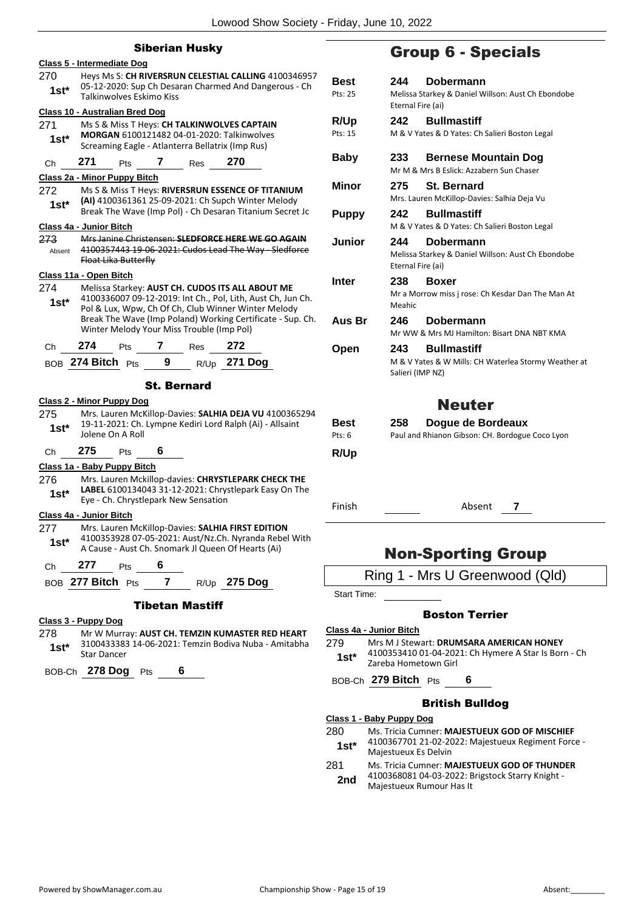## Siberian Husky

**Class 5 - Intermediate Dog**

270 1st* Heys Ms S: **CH RIVERSRUN CELESTIAL CALLING** 4100346957 05-12-2020: Sup Ch Desaran Charmed And Dangerous - Ch Talkinwolves Eskimo Kiss

**Class 10 - Australian Bred Dog**

271 1st* Ms S & Miss T Heys: **CH TALKINWOLVES CAPTAIN MORGAN** 6100121482 04-01-2020: Talkinwolves Screaming Eagle - Atlanterra Bellatrix (Imp Rus)

Ch 271 Pts 7 Res 270

**Class 2a - Minor Puppy Bitch**

272 1st* Ms S & Miss T Heys: **RIVERSRUN ESSENCE OF TITANIUM (AI)** 4100361361 25-09-2021: Ch Supch Winter Melody Break The Wave (Imp Pol) - Ch Desaran Titanium Secret Jc

**Class 4a - Junior Bitch**

~~273 Absent Mrs Janine Christensen: SLEDFORCE HERE WE GO AGAIN 4100357443 19-06-2021: Cudos Lead The Way - Sledforce Float Lika Butterfly~~

**Class 11a - Open Bitch**

274 1st* Melissa Starkey: **AUST CH. CUDOS ITS ALL ABOUT ME** 4100336007 09-12-2019: Int Ch., Pol, Lith, Aust Ch, Jun Ch. Pol & Lux, Wpw, Ch Of Ch, Club Winner Winter Melody Break The Wave (Imp Poland) Working Certificate - Sup. Ch. Winter Melody Your Miss Trouble (Imp Pol)

Ch 274 Pts 7 Res 272

BOB 274 Bitch Pts 9 R/Up 271 Dog

## St. Bernard

**Class 2 - Minor Puppy Dog**

275 1st* Mrs. Lauren McKillop-Davies: **SALHIA DEJA VU** 4100365294 19-11-2021: Ch. Lympne Kediri Lord Ralph (Ai) - Allsaint Jolene On A Roll

Ch 275 Pts 6

**Class 1a - Baby Puppy Bitch**

276 1st* Mrs. Lauren Mckillop-davies: **CHRYSTLEPARK CHECK THE LABEL** 6100134043 31-12-2021: Chrystlepark Easy On The Eye - Ch. Chrystlepark New Sensation

**Class 4a - Junior Bitch**

277 1st* Mrs. Lauren McKillop-Davies: **SALHIA FIRST EDITION** 4100353928 07-05-2021: Aust/Nz.Ch. Nyranda Rebel With A Cause - Aust Ch. Snomark Jl Queen Of Hearts (Ai)

Ch 277 Pts 6

BOB 277 Bitch Pts 7 R/Up 275 Dog

## Tibetan Mastiff

**Class 3 - Puppy Dog**

278 1st* Mr W Murray: **AUST CH. TEMZIN KUMASTER RED HEART** 3100433383 14-06-2021: Temzin Bodiva Nuba - Amitabha Star Dancer

BOB-Ch 278 Dog Pts 6

# Group 6 - Specials

| | | |
|---|---|---|
| **Best** Pts: 25 | **244** | **Dobermann** Melissa Starkey & Daniel Willson: Aust Ch Ebondobe Eternal Fire (ai) |
| **R/Up** Pts: 15 | **242** | **Bullmastiff** M & V Yates & D Yates: Ch Salieri Boston Legal |
| **Baby** | **233** | **Bernese Mountain Dog** Mr M & Mrs B Eslick: Azzabern Sun Chaser |
| **Minor** | **275** | **St. Bernard** Mrs. Lauren McKillop-Davies: Salhia Deja Vu |
| **Puppy** | **242** | **Bullmastiff** M & V Yates & D Yates: Ch Salieri Boston Legal |
| **Junior** | **244** | **Dobermann** Melissa Starkey & Daniel Willson: Aust Ch Ebondobe Eternal Fire (ai) |
| **Inter** | **238** | **Boxer** Mr a Morrow miss j rose: Ch Kesdar Dan The Man At Meahic |
| **Aus Br** | **246** | **Dobermann** Mr WW & Mrs MJ Hamilton: Bisart DNA NBT KMA |
| **Open** | **243** | **Bullmastiff** M & V Yates & W Mills: CH Waterlea Stormy Weather at Salieri (IMP NZ) |

# Neuter

| | | |
|---|---|---|
| **Best** Pts: 6 | **258** | **Dogue de Bordeaux** Paul and Rhianon Gibson: CH. Bordogue Coco Lyon |
| **R/Up** | | |

Finish ______ Absent 7

# Non-Sporting Group

Ring 1 - Mrs U Greenwood (Qld)

Start Time: ______

## Boston Terrier

**Class 4a - Junior Bitch**

279 1st* Mrs M J Stewart: **DRUMSARA AMERICAN HONEY** 4100353410 01-04-2021: Ch Hymere A Star Is Born - Ch Zareba Hometown Girl

BOB-Ch 279 Bitch Pts 6

## British Bulldog

**Class 1 - Baby Puppy Dog**

280 1st* Ms. Tricia Cumner: **MAJESTUEUX GOD OF MISCHIEF** 4100367701 21-02-2022: Majestueux Regiment Force - Majestueux Es Delvin

281 2nd Ms. Tricia Cumner: **MAJESTUEUX GOD OF THUNDER** 4100368081 04-03-2022: Brigstock Starry Knight - Majestueux Rumour Has It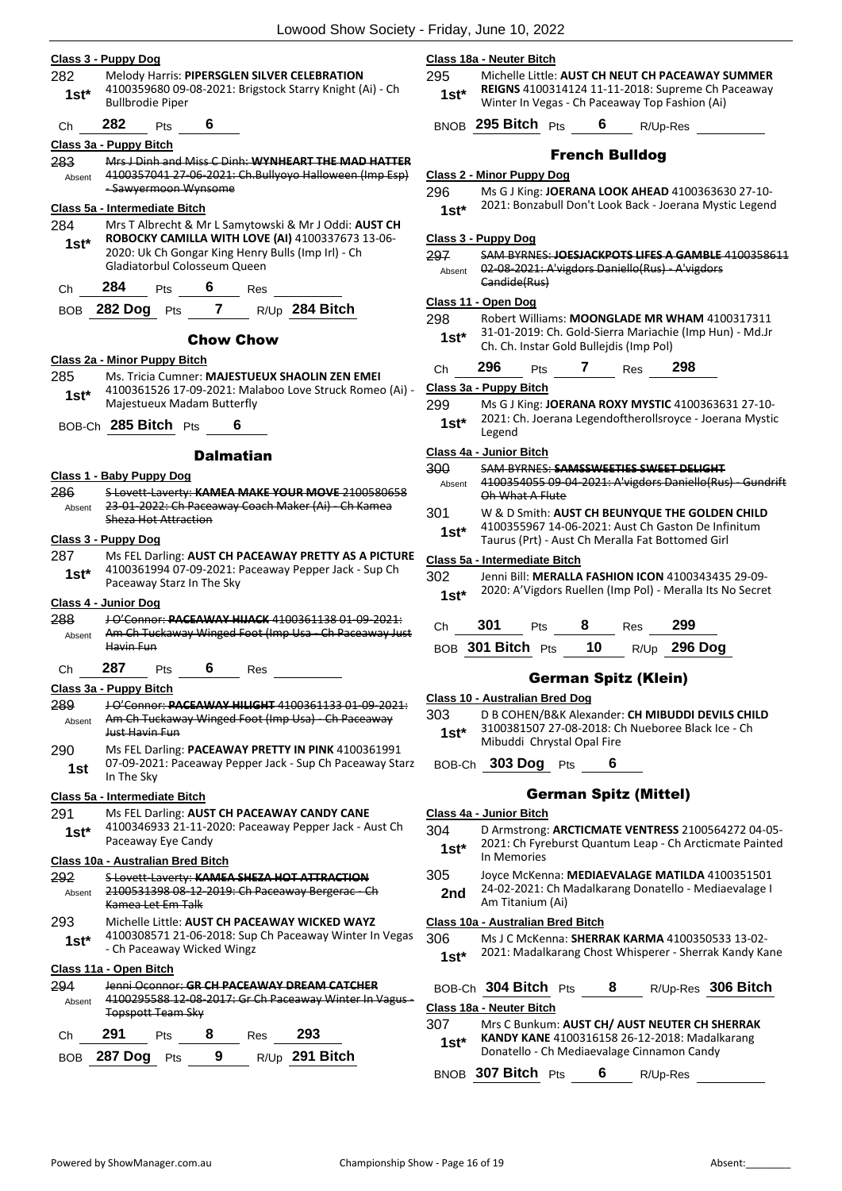**Class 3 - Puppy Dog**

282 1st* Melody Harris: **PIPERSGLEN SILVER CELEBRATION** 4100359680 09-08-2021: Brigstock Starry Knight (Ai) - Ch Bullbrodie Piper

Ch 282 Pts 6

**Class 3a - Puppy Bitch**

283 Absent ~~Mrs J Dinh and Miss C Dinh: **WYNHEART THE MAD HATTER** 4100357041 27-06-2021: Ch.Bullyoyo Halloween (Imp Esp) - Sawyermoon Wynsome~~

**Class 5a - Intermediate Bitch**

284 1st* Mrs T Albrecht & Mr L Samytowski & Mr J Oddi: **AUST CH ROBOCKY CAMILLA WITH LOVE (AI)** 4100337673 13-06-2020: Uk Ch Gongar King Henry Bulls (Imp Irl) - Ch Gladiatorbul Colosseum Queen

Ch 284 Pts 6 Res

BOB 282 Dog Pts 7 R/Up 284 Bitch

## Chow Chow

**Class 2a - Minor Puppy Bitch**

285 1st* Ms. Tricia Cumner: **MAJESTUEUX SHAOLIN ZEN EMEI** 4100361526 17-09-2021: Malaboo Love Struck Romeo (Ai) - Majestueux Madam Butterfly

BOB-Ch 285 Bitch Pts 6

## Dalmatian

**Class 1 - Baby Puppy Dog**

286 Absent ~~S Lovett-Laverty: **KAMEA MAKE YOUR MOVE** 2100580658 23-01-2022: Ch Paceaway Coach Maker (Ai) - Ch Kamea Sheza Hot Attraction~~

**Class 3 - Puppy Dog**

287 1st* Ms FEL Darling: **AUST CH PACEAWAY PRETTY AS A PICTURE** 4100361994 07-09-2021: Paceaway Pepper Jack - Sup Ch Paceaway Starz In The Sky

**Class 4 - Junior Dog**

288 Absent ~~J O'Connor: **PACEAWAY HIJACK** 4100361138 01-09-2021: Am Ch Tuckaway Winged Foot (Imp Usa - Ch Paceaway Just Havin Fun~~

Ch 287 Pts 6 Res

**Class 3a - Puppy Bitch**

289 Absent ~~J O'Connor: **PACEAWAY HILIGHT** 4100361133 01-09-2021: Am Ch Tuckaway Winged Foot (Imp Usa) - Ch Paceaway Just Havin Fun~~

290 1st Ms FEL Darling: **PACEAWAY PRETTY IN PINK** 4100361991 07-09-2021: Paceaway Pepper Jack - Sup Ch Paceaway Starz In The Sky

**Class 5a - Intermediate Bitch**

291 1st* Ms FEL Darling: **AUST CH PACEAWAY CANDY CANE** 4100346933 21-11-2020: Paceaway Pepper Jack - Aust Ch Paceaway Eye Candy

**Class 10a - Australian Bred Bitch**

292 Absent ~~S Lovett-Laverty: **KAMEA SHEZA HOT ATTRACTION** 2100531398 08-12-2019: Ch Paceaway Bergerac - Ch Kamea Let Em Talk~~

293 1st* Michelle Little: **AUST CH PACEAWAY WICKED WAYZ** 4100308571 21-06-2018: Sup Ch Paceaway Winter In Vegas - Ch Paceaway Wicked Wingz

**Class 11a - Open Bitch**

294 Absent ~~Jenni Oconnor: **GR CH PACEAWAY DREAM CATCHER** 4100295588 12-08-2017: Gr Ch Paceaway Winter In Vagus - Topspott Team Sky~~

Ch 291 Pts 8 Res 293

BOB 287 Dog Pts 9 R/Up 291 Bitch

**Class 18a - Neuter Bitch**

295 1st* Michelle Little: **AUST CH NEUT CH PACEAWAY SUMMER REIGNS** 4100314124 11-11-2018: Supreme Ch Paceaway Winter In Vegas - Ch Paceaway Top Fashion (Ai)

BNOB 295 Bitch Pts 6 R/Up-Res

## French Bulldog

**Class 2 - Minor Puppy Dog**

296 1st* Ms G J King: **JOERANA LOOK AHEAD** 4100363630 27-10-2021: Bonzabull Don't Look Back - Joerana Mystic Legend

**Class 3 - Puppy Dog**

297 Absent ~~SAM BYRNES: **JOESJACKPOTS LIFES A GAMBLE** 4100358611 02-08-2021: A'vigdors Daniello(Rus) - A'vigdors Candide(Rus)~~

**Class 11 - Open Dog**

298 1st* Robert Williams: **MOONGLADE MR WHAM** 4100317311 31-01-2019: Ch. Gold-Sierra Mariachie (Imp Hun) - Md.Jr Ch. Ch. Instar Gold Bullejdis (Imp Pol)

Ch 296 Pts 7 Res 298

**Class 3a - Puppy Bitch**

299 1st* Ms G J King: **JOERANA ROXY MYSTIC** 4100363631 27-10-2021: Ch. Joerana Legendoftherollsroyce - Joerana Mystic Legend

**Class 4a - Junior Bitch**

300 Absent ~~SAM BYRNES: **SAMSSWEETIES SWEET DELIGHT** 4100354055 09-04-2021: A'vigdors Daniello(Rus) - Gundrift Oh What A Flute~~

301 1st* W & D Smith: **AUST CH BEUNYQUE THE GOLDEN CHILD** 4100355967 14-06-2021: Aust Ch Gaston De Infinitum Taurus (Prt) - Aust Ch Meralla Fat Bottomed Girl

**Class 5a - Intermediate Bitch**

302 1st* Jenni Bill: **MERALLA FASHION ICON** 4100343435 29-09-2020: A'Vigdors Ruellen (Imp Pol) - Meralla Its No Secret

Ch 301 Pts 8 Res 299

BOB 301 Bitch Pts 10 R/Up 296 Dog

## German Spitz (Klein)

**Class 10 - Australian Bred Dog**

303 1st* D B COHEN/B&K Alexander: **CH MIBUDDI DEVILS CHILD** 3100381507 27-08-2018: Ch Nueboree Black Ice - Ch Mibuddi Chrystal Opal Fire

BOB-Ch 303 Dog Pts 6

## German Spitz (Mittel)

**Class 4a - Junior Bitch**

304 1st* D Armstrong: **ARCTICMATE VENTRESS** 2100564272 04-05-2021: Ch Fyreburst Quantum Leap - Ch Arcticmate Painted In Memories

305 2nd Joyce McKenna: **MEDIAEVALAGE MATILDA** 4100351501 24-02-2021: Ch Madalkarang Donatello - Mediaevalage I Am Titanium (Ai)

**Class 10a - Australian Bred Bitch**

306 1st* Ms J C McKenna: **SHERRAK KARMA** 4100350533 13-02-2021: Madalkarang Chost Whisperer - Sherrak Kandy Kane

BOB-Ch 304 Bitch Pts 8 R/Up-Res 306 Bitch

**Class 18a - Neuter Bitch**

307 1st* Mrs C Bunkum: **AUST CH/ AUST NEUTER CH SHERRAK KANDY KANE** 4100316158 26-12-2018: Madalkarang Donatello - Ch Mediaevalage Cinnamon Candy

BNOB 307 Bitch Pts 6 R/Up-Res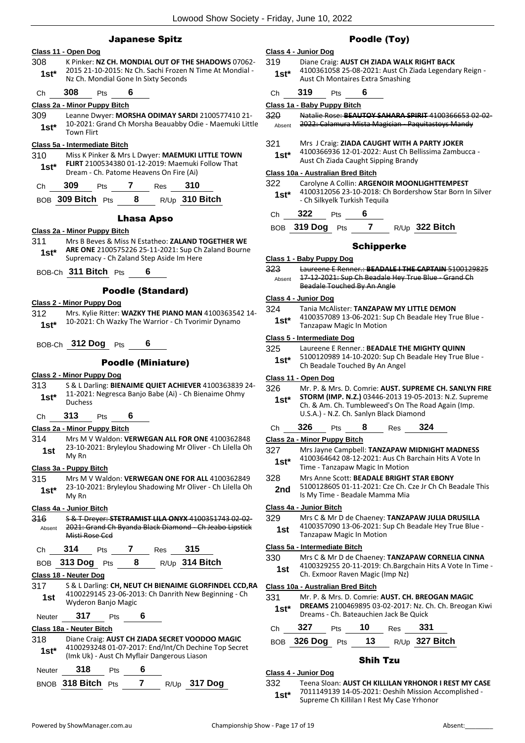## Japanese Spitz

### Class 11 - Open Dog

308 **1st*** K Pinker: **NZ CH. MONDIAL OUT OF THE SHADOWS** 07062-2015 21-10-2015: Nz Ch. Sachi Frozen N Time At Mondial - Nz Ch. Mondial Gone In Sixty Seconds

Ch **308** Pts **6**

### Class 2a - Minor Puppy Bitch

309 **1st*** Leanne Dwyer: **MORSHA ODIMAY SARDI** 2100577410 21-10-2021: Grand Ch Morsha Beauabby Odie - Maemuki Little Town Flirt

### Class 5a - Intermediate Bitch

310 **1st*** Miss K Pinker & Mrs L Dwyer: **MAEMUKI LITTLE TOWN FLIRT** 2100534380 01-12-2019: Maemuki Follow That Dream - Ch. Patome Heavens On Fire (Ai)

Ch **309** Pts **7** Res **310**

BOB **309 Bitch** Pts **8** R/Up **310 Bitch**

## Lhasa Apso

### Class 2a - Minor Puppy Bitch

311 **1st*** Mrs B Beves & Miss N Estatheo: **ZALAND TOGETHER WE ARE ONE** 2100575226 25-11-2021: Sup Ch Zaland Bourne Supremacy - Ch Zaland Step Aside Im Here

BOB-Ch **311 Bitch** Pts **6**

## Poodle (Standard)

### Class 2 - Minor Puppy Dog

312 **1st*** Mrs. Kylie Ritter: **WAZKY THE PIANO MAN** 4100363542 14-10-2021: Ch Wazky The Warrior - Ch Tvorimir Dynamo

BOB-Ch **312 Dog** Pts **6**

## Poodle (Miniature)

### Class 2 - Minor Puppy Dog

313 **1st*** S & L Darling: **BIENAIME QUIET ACHIEVER** 4100363839 24-11-2021: Negresca Banjo Babe (Ai) - Ch Bienaime Ohmy Duchess

Ch **313** Pts **6**

### Class 2a - Minor Puppy Bitch

314 **1st** Mrs M V Waldon: **VERWEGAN ALL FOR ONE** 4100362848 23-10-2021: Bryleylou Shadowing Mr Oliver - Ch Lilella Oh My Rn

### Class 3a - Puppy Bitch

315 **1st*** Mrs M V Waldon: **VERWEGAN ONE FOR ALL** 4100362849 23-10-2021: Bryleylou Shadowing Mr Oliver - Ch Lilella Oh My Rn

### Class 4a - Junior Bitch

316 Absent ~~S & T Dreyer: **STETRAMIST LILA ONYX** 4100351743 02-02-2021: Grand Ch Byanda Black Diamond - Ch Jeabo Lipstick Misti Rose Ccd~~

Ch **314** Pts **7** Res **315**

BOB **313 Dog** Pts **8** R/Up **314 Bitch**

### Class 18 - Neuter Dog

317 **1st** S & L Darling: **CH, NEUT CH BIENAIME GLORFINDEL CCD,RA** 4100229145 23-06-2013: Ch Danrith New Beginning - Ch Wyderon Banjo Magic

Neuter **317** Pts **6**

### Class 18a - Neuter Bitch

318 **1st*** Diane Craig: **AUST CH ZIADA SECRET VOODOO MAGIC** 4100293248 01-07-2017: End/Int/Ch Dechine Top Secret (Imk Uk) - Aust Ch Myflair Dangerous Liason

Neuter **318** Pts **6**

BNOB **318 Bitch** Pts **7** R/Up **317 Dog**

## Poodle (Toy)

### Class 4 - Junior Dog

319 **1st*** Diane Craig: **AUST CH ZIADA WALK RIGHT BACK** 4100361058 25-08-2021: Aust Ch Ziada Legendary Reign - Aust Ch Montaires Extra Smashing

Ch **319** Pts **6**

### Class 1a - Baby Puppy Bitch

320 Absent ~~Natalie Rose: **BEAUTOY SAHARA SPIRIT** 4100366653 02-02-2022: Calamura Mista Magician - Paquitastoys Mandy~~

321 **1st*** Mrs J Craig: **ZIADA CAUGHT WITH A PARTY JOKER** 4100366936 12-01-2022: Aust Ch Bellissima Zambucca - Aust Ch Ziada Caught Sipping Brandy

### Class 10a - Australian Bred Bitch

322 **1st*** Carolyne A Collin: **ARGENOIR MOONLIGHTTEMPEST** 4100312056 23-10-2018: Ch Bordershow Star Born In Silver - Ch Silkyelk Turkish Tequila

Ch **322** Pts **6**

BOB **319 Dog** Pts **7** R/Up **322 Bitch**

## Schipperke

### Class 1 - Baby Puppy Dog

323 Absent ~~Laureene E Renner.: **BEADALE I THE CAPTAIN** 5100129825 17-12-2021: Sup Ch Beadale Hey True Blue - Grand Ch Beadale Touched By An Angle~~

### Class 4 - Junior Dog

324 **1st*** Tania McAlister: **TANZAPAW MY LITTLE DEMON** 4100357089 13-06-2021: Sup Ch Beadale Hey True Blue - Tanzapaw Magic In Motion

### Class 5 - Intermediate Dog

325 **1st*** Laureene E Renner.: **BEADALE THE MIGHTY QUINN** 5100120989 14-10-2020: Sup Ch Beadale Hey True Blue - Ch Beadale Touched By An Angel

### Class 11 - Open Dog

326 **1st*** Mr. P. & Mrs. D. Comrie: **AUST. SUPREME CH. SANLYN FIRE STORM (IMP. N.Z.)** 03446-2013 19-05-2013: N.Z. Supreme Ch. & Am. Ch. Tumbleweed's On The Road Again (Imp. U.S.A.) - N.Z. Ch. Sanlyn Black Diamond

Ch **326** Pts **8** Res **324**

### Class 2a - Minor Puppy Bitch

327 **1st*** Mrs Jayne Campbell: **TANZAPAW MIDNIGHT MADNESS** 4100364642 08-12-2021: Aus Ch Barchain Hits A Vote In Time - Tanzapaw Magic In Motion

328 **2nd** Mrs Anne Scott: **BEADALE BRIGHT STAR EBONY** 5100128605 01-11-2021: Cze Ch. Cze Jr Ch Ch Beadale This Is My Time - Beadale Mamma Mia

### Class 4a - Junior Bitch

329 **1st** Mrs C & Mr D de Chaeney: **TANZAPAW JULIA DRUSILLA** 4100357090 13-06-2021: Sup Ch Beadale Hey True Blue - Tanzapaw Magic In Motion

### Class 5a - Intermediate Bitch

330 **1st** Mrs C & Mr D de Chaeney: **TANZAPAW CORNELIA CINNA** 4100329255 20-11-2019: Ch.Bargchain Hits A Vote In Time - Ch. Exmoor Raven Magic (Imp Nz)

### Class 10a - Australian Bred Bitch

331 **1st*** Mr. P. & Mrs. D. Comrie: **AUST. CH. BREOGAN MAGIC DREAMS** 2100469895 03-02-2017: Nz. Ch. Ch. Breogan Kiwi Dreams - Ch. Bateauchien Jack Be Quick

Ch **327** Pts **10** Res **331**

BOB **326 Dog** Pts **13** R/Up **327 Bitch**

## Shih Tzu

### Class 4 - Junior Dog

332 **1st*** Teena Sloan: **AUST CH KILLILAN YRHONOR I REST MY CASE** 7011149139 14-05-2021: Oeshih Mission Accomplished - Supreme Ch Killilan I Rest My Case Yrhonor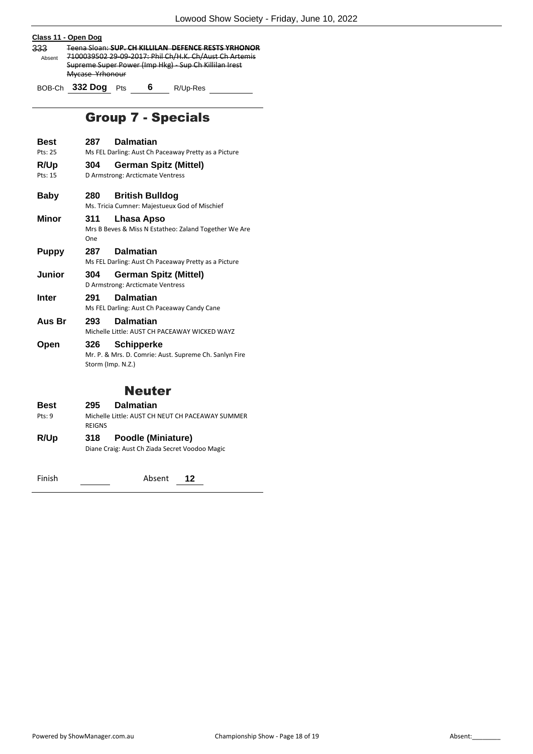**Class 11 - Open Dog**

333
Absent
~~Teena Sloan: **SUP. CH KILLILAN DEFENCE RESTS YRHONOR** 7100039502 29-09-2017: Phil Ch/H.K. Ch/Aust Ch Artemis Supreme Super Power (Imp Hkg) - Sup Ch Killilan Irest Mycase Yrhonour~~

BOB-Ch **332 Dog** Pts **6** R/Up-Res

## Group 7 - Specials

**Best** **287 Dalmatian**
Pts: 25
Ms FEL Darling: Aust Ch Paceaway Pretty as a Picture

**R/Up** **304 German Spitz (Mittel)**
Pts: 15
D Armstrong: Arcticmate Ventress

**Baby** **280 British Bulldog**
Ms. Tricia Cumner: Majestueux God of Mischief

**Minor** **311 Lhasa Apso**
Mrs B Beves & Miss N Estatheo: Zaland Together We Are One

**Puppy** **287 Dalmatian**
Ms FEL Darling: Aust Ch Paceaway Pretty as a Picture

**Junior** **304 German Spitz (Mittel)**
D Armstrong: Arcticmate Ventress

**Inter** **291 Dalmatian**
Ms FEL Darling: Aust Ch Paceaway Candy Cane

**Aus Br** **293 Dalmatian**
Michelle Little: AUST CH PACEAWAY WICKED WAYZ

**Open** **326 Schipperke**
Mr. P. & Mrs. D. Comrie: Aust. Supreme Ch. Sanlyn Fire Storm (Imp. N.Z.)

## Neuter

**Best** **295 Dalmatian**
Pts: 9
Michelle Little: AUST CH NEUT CH PACEAWAY SUMMER REIGNS

**R/Up** **318 Poodle (Miniature)**
Diane Craig: Aust Ch Ziada Secret Voodoo Magic

Finish ______ Absent **12**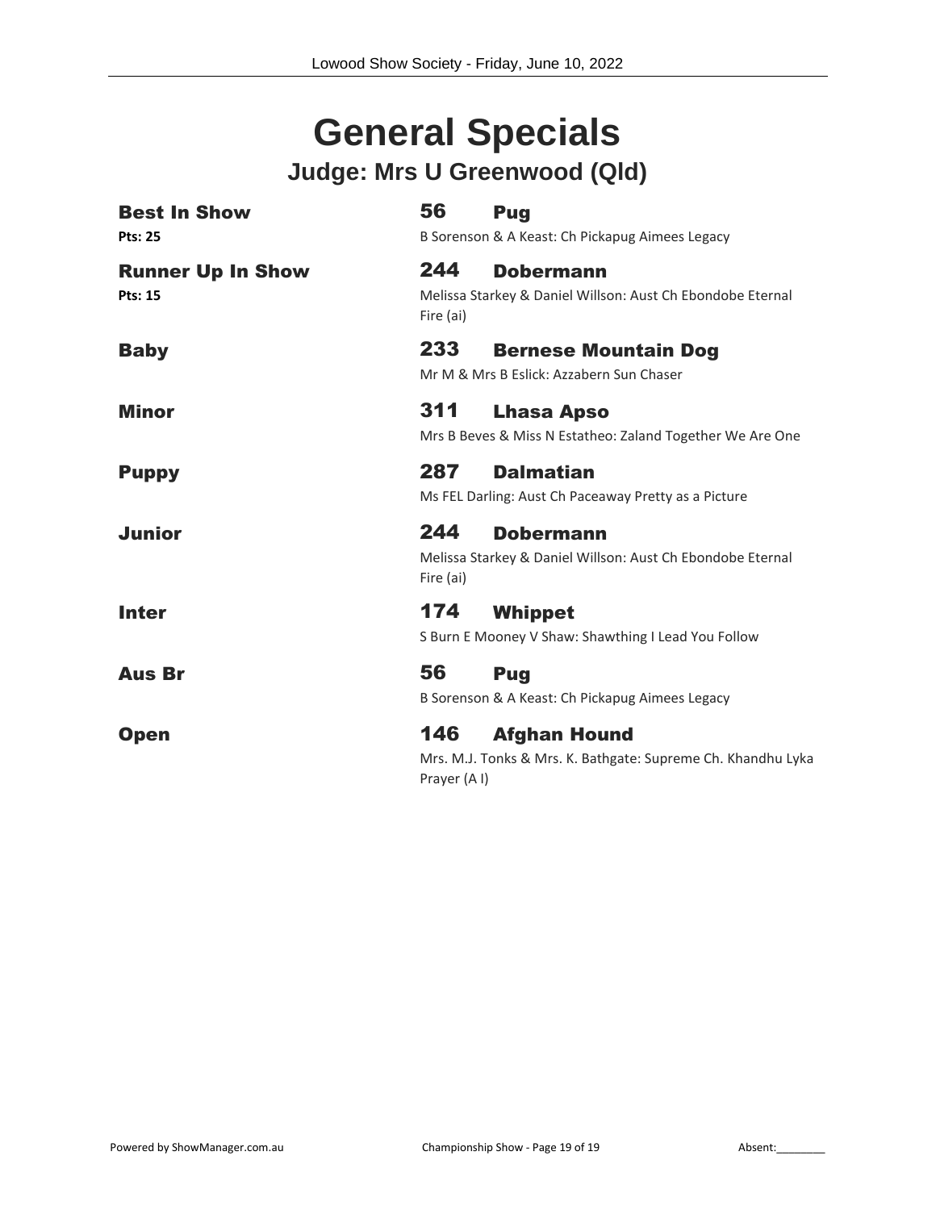# General Specials

## Judge: Mrs U Greenwood (Qld)

**Best In Show**
Pts: 25

**56 Pug**
B Sorenson & A Keast: Ch Pickapug Aimees Legacy

**Runner Up In Show**
Pts: 15

**244 Dobermann**
Melissa Starkey & Daniel Willson: Aust Ch Ebondobe Eternal Fire (ai)

**Baby**

**233 Bernese Mountain Dog**
Mr M & Mrs B Eslick: Azzabern Sun Chaser

**Minor**

**311 Lhasa Apso**
Mrs B Beves & Miss N Estatheo: Zaland Together We Are One

**Puppy**

**287 Dalmatian**
Ms FEL Darling: Aust Ch Paceaway Pretty as a Picture

**Junior**

**244 Dobermann**
Melissa Starkey & Daniel Willson: Aust Ch Ebondobe Eternal Fire (ai)

**Inter**

**174 Whippet**
S Burn E Mooney V Shaw: Shawthing I Lead You Follow

**Aus Br**

**56 Pug**
B Sorenson & A Keast: Ch Pickapug Aimees Legacy

**Open**

**146 Afghan Hound**
Mrs. M.J. Tonks & Mrs. K. Bathgate: Supreme Ch. Khandhu Lyka Prayer (A I)

Absent:________